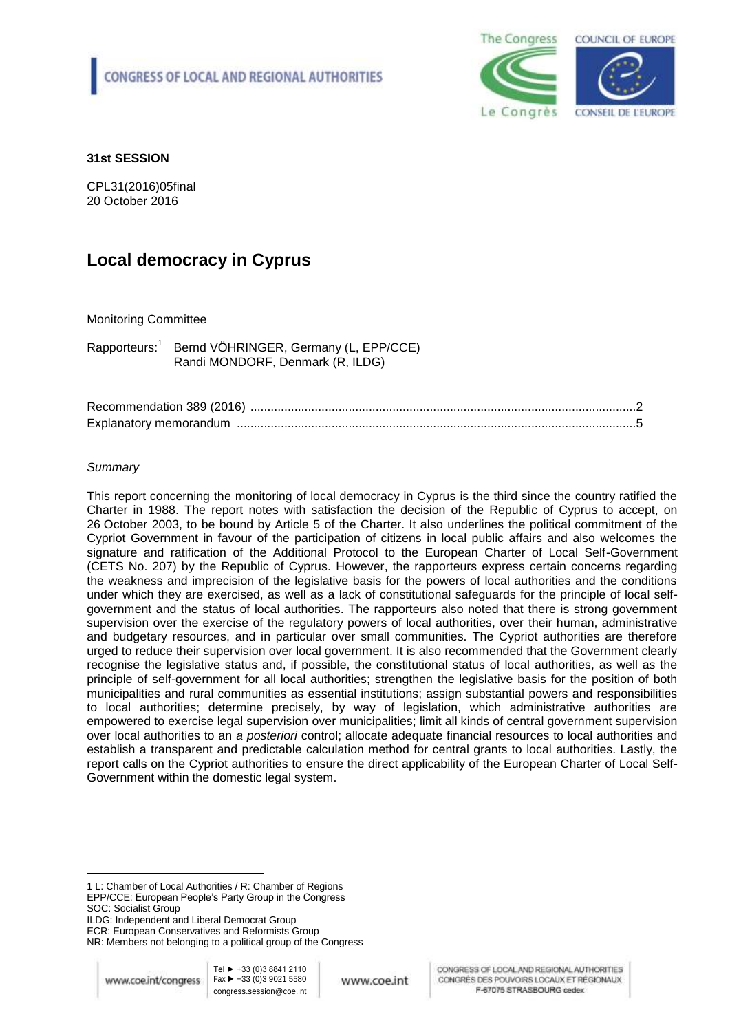CONGRESS OF LOCAL AND REGIONAL AUTHORITIES

**31st SESSION**

CPL31(2016)05final
20 October 2016

# Local democracy in Cyprus

Monitoring Committee

Rapporteurs:[1] Bernd VÖHRINGER, Germany (L, EPP/CCE)
Randi MONDORF, Denmark (R, ILDG)

| | |
|---|---|
| Recommendation 389 (2016) | 2 |
| Explanatory memorandum | 5 |

*Summary*

This report concerning the monitoring of local democracy in Cyprus is the third since the country ratified the Charter in 1988. The report notes with satisfaction the decision of the Republic of Cyprus to accept, on 26 October 2003, to be bound by Article 5 of the Charter. It also underlines the political commitment of the Cypriot Government in favour of the participation of citizens in local public affairs and also welcomes the signature and ratification of the Additional Protocol to the European Charter of Local Self-Government (CETS No. 207) by the Republic of Cyprus. However, the rapporteurs express certain concerns regarding the weakness and imprecision of the legislative basis for the powers of local authorities and the conditions under which they are exercised, as well as a lack of constitutional safeguards for the principle of local self-government and the status of local authorities. The rapporteurs also noted that there is strong government supervision over the exercise of the regulatory powers of local authorities, over their human, administrative and budgetary resources, and in particular over small communities. The Cypriot authorities are therefore urged to reduce their supervision over local government. It is also recommended that the Government clearly recognise the legislative status and, if possible, the constitutional status of local authorities, as well as the principle of self-government for all local authorities; strengthen the legislative basis for the position of both municipalities and rural communities as essential institutions; assign substantial powers and responsibilities to local authorities; determine precisely, by way of legislation, which administrative authorities are empowered to exercise legal supervision over municipalities; limit all kinds of central government supervision over local authorities to an *a posteriori* control; allocate adequate financial resources to local authorities and establish a transparent and predictable calculation method for central grants to local authorities. Lastly, the report calls on the Cypriot authorities to ensure the direct applicability of the European Charter of Local Self-Government within the domestic legal system.

---

1 L: Chamber of Local Authorities / R: Chamber of Regions
EPP/CCE: European People's Party Group in the Congress
SOC: Socialist Group
ILDG: Independent and Liberal Democrat Group
ECR: European Conservatives and Reformists Group
NR: Members not belonging to a political group of the Congress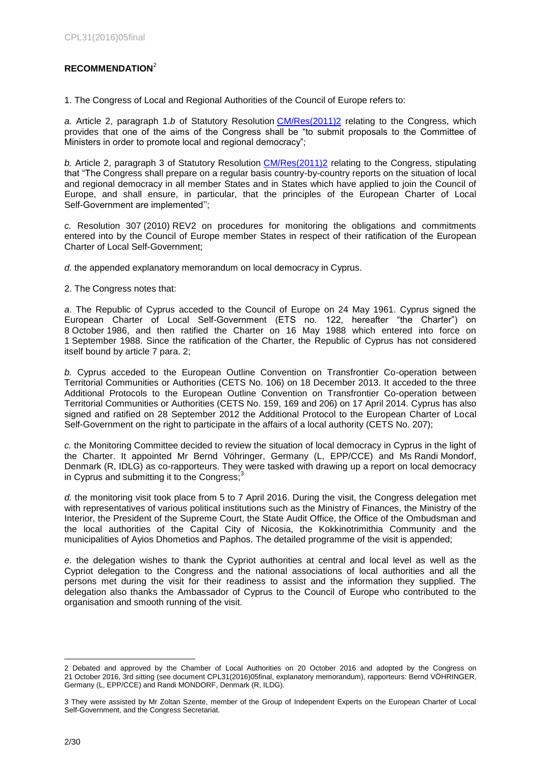## RECOMMENDATION[2]

1. The Congress of Local and Regional Authorities of the Council of Europe refers to:

*a.* Article 2, paragraph 1.*b* of Statutory Resolution CM/Res(2011)2 relating to the Congress, which provides that one of the aims of the Congress shall be "to submit proposals to the Committee of Ministers in order to promote local and regional democracy";

*b.* Article 2, paragraph 3 of Statutory Resolution CM/Res(2011)2 relating to the Congress, stipulating that "The Congress shall prepare on a regular basis country-by-country reports on the situation of local and regional democracy in all member States and in States which have applied to join the Council of Europe, and shall ensure, in particular, that the principles of the European Charter of Local Self-Government are implemented'';

*c.* Resolution 307 (2010) REV2 on procedures for monitoring the obligations and commitments entered into by the Council of Europe member States in respect of their ratification of the European Charter of Local Self-Government;

*d.* the appended explanatory memorandum on local democracy in Cyprus.

2. The Congress notes that:

*a*. The Republic of Cyprus acceded to the Council of Europe on 24 May 1961. Cyprus signed the European Charter of Local Self-Government (ETS no. 122, hereafter "the Charter") on 8 October 1986, and then ratified the Charter on 16 May 1988 which entered into force on 1 September 1988. Since the ratification of the Charter, the Republic of Cyprus has not considered itself bound by article 7 para. 2;

*b.* Cyprus acceded to the European Outline Convention on Transfrontier Co-operation between Territorial Communities or Authorities (CETS No. 106) on 18 December 2013. It acceded to the three Additional Protocols to the European Outline Convention on Transfrontier Co-operation between Territorial Communities or Authorities (CETS No. 159, 169 and 206) on 17 April 2014. Cyprus has also signed and ratified on 28 September 2012 the Additional Protocol to the European Charter of Local Self-Government on the right to participate in the affairs of a local authority (CETS No. 207);

*c.* the Monitoring Committee decided to review the situation of local democracy in Cyprus in the light of the Charter. It appointed Mr Bernd Vöhringer, Germany (L, EPP/CCE) and Ms Randi Mondorf, Denmark (R, IDLG) as co-rapporteurs. They were tasked with drawing up a report on local democracy in Cyprus and submitting it to the Congress;[3]

*d.* the monitoring visit took place from 5 to 7 April 2016. During the visit, the Congress delegation met with representatives of various political institutions such as the Ministry of Finances, the Ministry of the Interior, the President of the Supreme Court, the State Audit Office, the Office of the Ombudsman and the local authorities of the Capital City of Nicosia, the Kokkinotrimithia Community and the municipalities of Ayios Dhometios and Paphos. The detailed programme of the visit is appended;

*e*. the delegation wishes to thank the Cypriot authorities at central and local level as well as the Cypriot delegation to the Congress and the national associations of local authorities and all the persons met during the visit for their readiness to assist and the information they supplied. The delegation also thanks the Ambassador of Cyprus to the Council of Europe who contributed to the organisation and smooth running of the visit.

---

2 Debated and approved by the Chamber of Local Authorities on 20 October 2016 and adopted by the Congress on 21 October 2016, 3rd sitting (see document CPL31(2016)05final, explanatory memorandum), rapporteurs: Bernd VÖHRINGER, Germany (L, EPP/CCE) and Randi MONDORF, Denmark (R, ILDG).

3 They were assisted by Mr Zoltan Szente, member of the Group of Independent Experts on the European Charter of Local Self-Government, and the Congress Secretariat.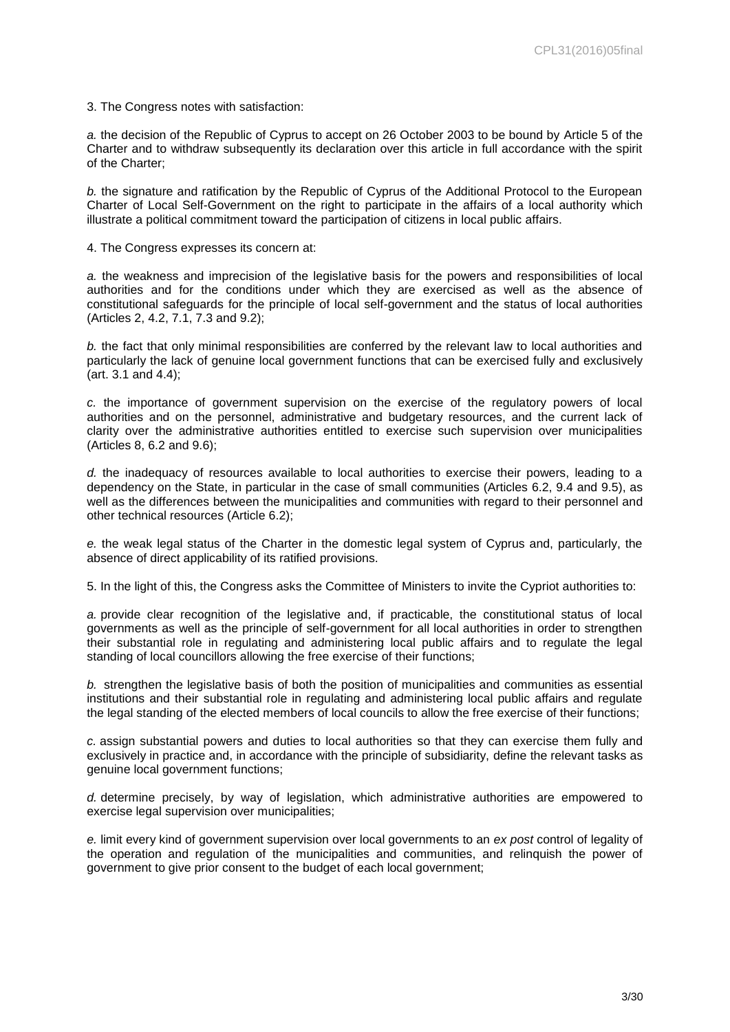3. The Congress notes with satisfaction:

*a.* the decision of the Republic of Cyprus to accept on 26 October 2003 to be bound by Article 5 of the Charter and to withdraw subsequently its declaration over this article in full accordance with the spirit of the Charter;

*b.* the signature and ratification by the Republic of Cyprus of the Additional Protocol to the European Charter of Local Self-Government on the right to participate in the affairs of a local authority which illustrate a political commitment toward the participation of citizens in local public affairs.

4. The Congress expresses its concern at:

*a.* the weakness and imprecision of the legislative basis for the powers and responsibilities of local authorities and for the conditions under which they are exercised as well as the absence of constitutional safeguards for the principle of local self-government and the status of local authorities (Articles 2, 4.2, 7.1, 7.3 and 9.2);

*b.* the fact that only minimal responsibilities are conferred by the relevant law to local authorities and particularly the lack of genuine local government functions that can be exercised fully and exclusively (art. 3.1 and 4.4);

*c.* the importance of government supervision on the exercise of the regulatory powers of local authorities and on the personnel, administrative and budgetary resources, and the current lack of clarity over the administrative authorities entitled to exercise such supervision over municipalities (Articles 8, 6.2 and 9.6);

*d.* the inadequacy of resources available to local authorities to exercise their powers, leading to a dependency on the State, in particular in the case of small communities (Articles 6.2, 9.4 and 9.5), as well as the differences between the municipalities and communities with regard to their personnel and other technical resources (Article 6.2);

*e.* the weak legal status of the Charter in the domestic legal system of Cyprus and, particularly, the absence of direct applicability of its ratified provisions.

5. In the light of this, the Congress asks the Committee of Ministers to invite the Cypriot authorities to:

*a.* provide clear recognition of the legislative and, if practicable, the constitutional status of local governments as well as the principle of self-government for all local authorities in order to strengthen their substantial role in regulating and administering local public affairs and to regulate the legal standing of local councillors allowing the free exercise of their functions;

*b.* strengthen the legislative basis of both the position of municipalities and communities as essential institutions and their substantial role in regulating and administering local public affairs and regulate the legal standing of the elected members of local councils to allow the free exercise of their functions;

*c.* assign substantial powers and duties to local authorities so that they can exercise them fully and exclusively in practice and, in accordance with the principle of subsidiarity, define the relevant tasks as genuine local government functions;

*d.* determine precisely, by way of legislation, which administrative authorities are empowered to exercise legal supervision over municipalities;

*e.* limit every kind of government supervision over local governments to an *ex post* control of legality of the operation and regulation of the municipalities and communities, and relinquish the power of government to give prior consent to the budget of each local government;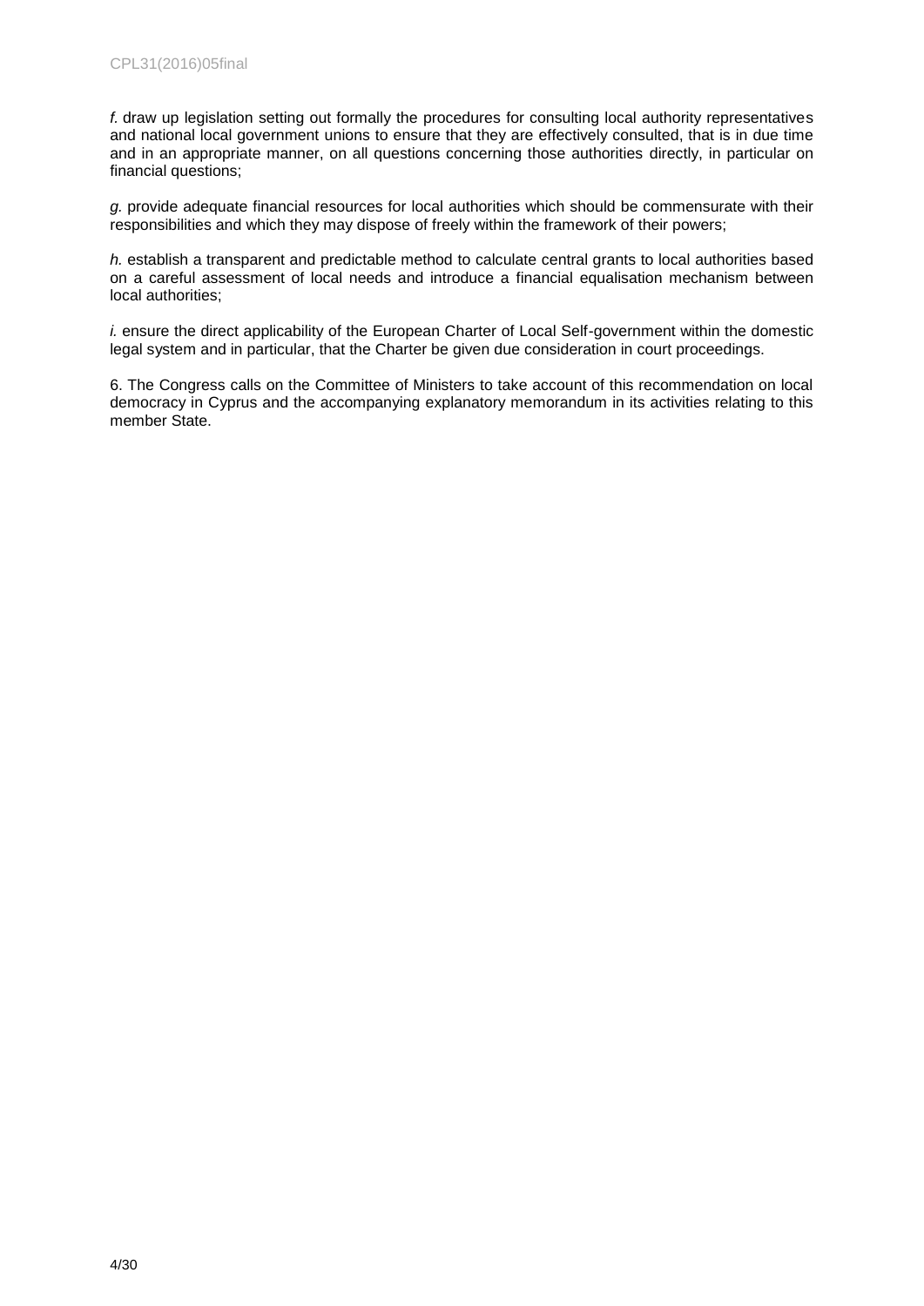*f.* draw up legislation setting out formally the procedures for consulting local authority representatives and national local government unions to ensure that they are effectively consulted, that is in due time and in an appropriate manner, on all questions concerning those authorities directly, in particular on financial questions;

*g.* provide adequate financial resources for local authorities which should be commensurate with their responsibilities and which they may dispose of freely within the framework of their powers;

*h.* establish a transparent and predictable method to calculate central grants to local authorities based on a careful assessment of local needs and introduce a financial equalisation mechanism between local authorities;

*i.* ensure the direct applicability of the European Charter of Local Self-government within the domestic legal system and in particular, that the Charter be given due consideration in court proceedings.

6. The Congress calls on the Committee of Ministers to take account of this recommendation on local democracy in Cyprus and the accompanying explanatory memorandum in its activities relating to this member State.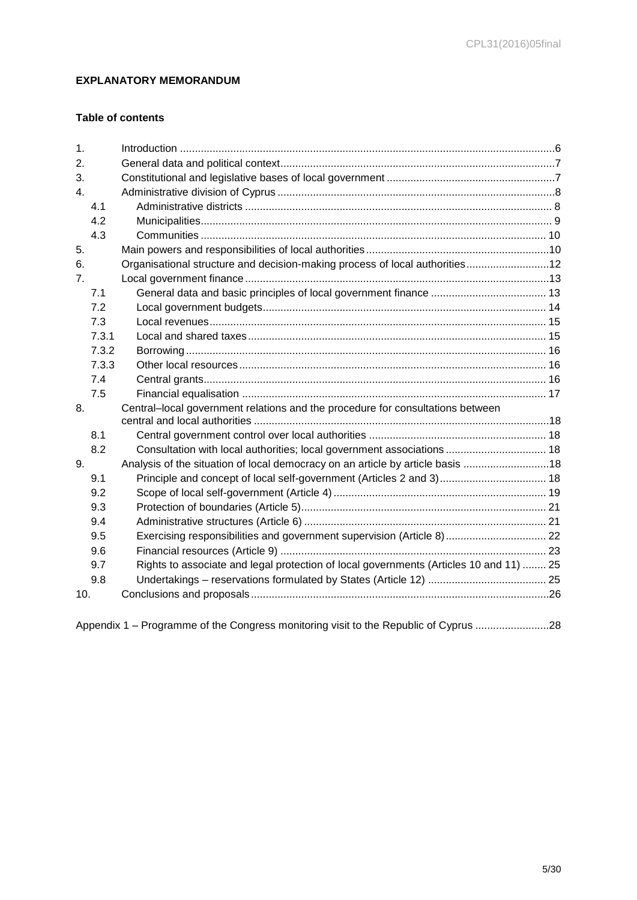**EXPLANATORY MEMORANDUM**

**Table of contents**

1. Introduction ............................................................................................................................6
2. General data and political context...........................................................................................7
3. Constitutional and legislative bases of local government ........................................................7
4. Administrative division of Cyprus ............................................................................................8
   - 4.1 Administrative districts ........................................................................................... 8
   - 4.2 Municipalities.......................................................................................................... 9
   - 4.3 Communities ........................................................................................................ 10
5. Main powers and responsibilities of local authorities.............................................................10
6. Organisational structure and decision-making process of local authorities............................12
7. Local government finance.....................................................................................................13
   - 7.1 General data and basic principles of local government finance ....................................... 13
   - 7.2 Local government budgets................................................................................... 14
   - 7.3 Local revenues..................................................................................................... 15
   - 7.3.1 Local and shared taxes.................................................................................... 15
   - 7.3.2 Borrowing.......................................................................................................... 16
   - 7.3.3 Other local resources........................................................................................ 16
   - 7.4 Central grants....................................................................................................... 16
   - 7.5 Financial equalisation .......................................................................................... 17
8. Central–local government relations and the procedure for consultations between central and local authorities ..................................................................................................18
   - 8.1 Central government control over local authorities ............................................................ 18
   - 8.2 Consultation with local authorities; local government associations .................................. 18
9. Analysis of the situation of local democracy on an article by article basis ............................18
   - 9.1 Principle and concept of local self-government (Articles 2 and 3).................................... 18
   - 9.2 Scope of local self-government (Article 4) ........................................................................ 19
   - 9.3 Protection of boundaries (Article 5)................................................................................... 21
   - 9.4 Administrative structures (Article 6) .................................................................................. 21
   - 9.5 Exercising responsibilities and government supervision (Article 8).................................. 22
   - 9.6 Financial resources (Article 9) .......................................................................................... 23
   - 9.7 Rights to associate and legal protection of local governments (Articles 10 and 11) ........ 25
   - 9.8 Undertakings – reservations formulated by States (Article 12) ........................................ 25
10. Conclusions and proposals....................................................................................................26

Appendix 1 – Programme of the Congress monitoring visit to the Republic of Cyprus .........................28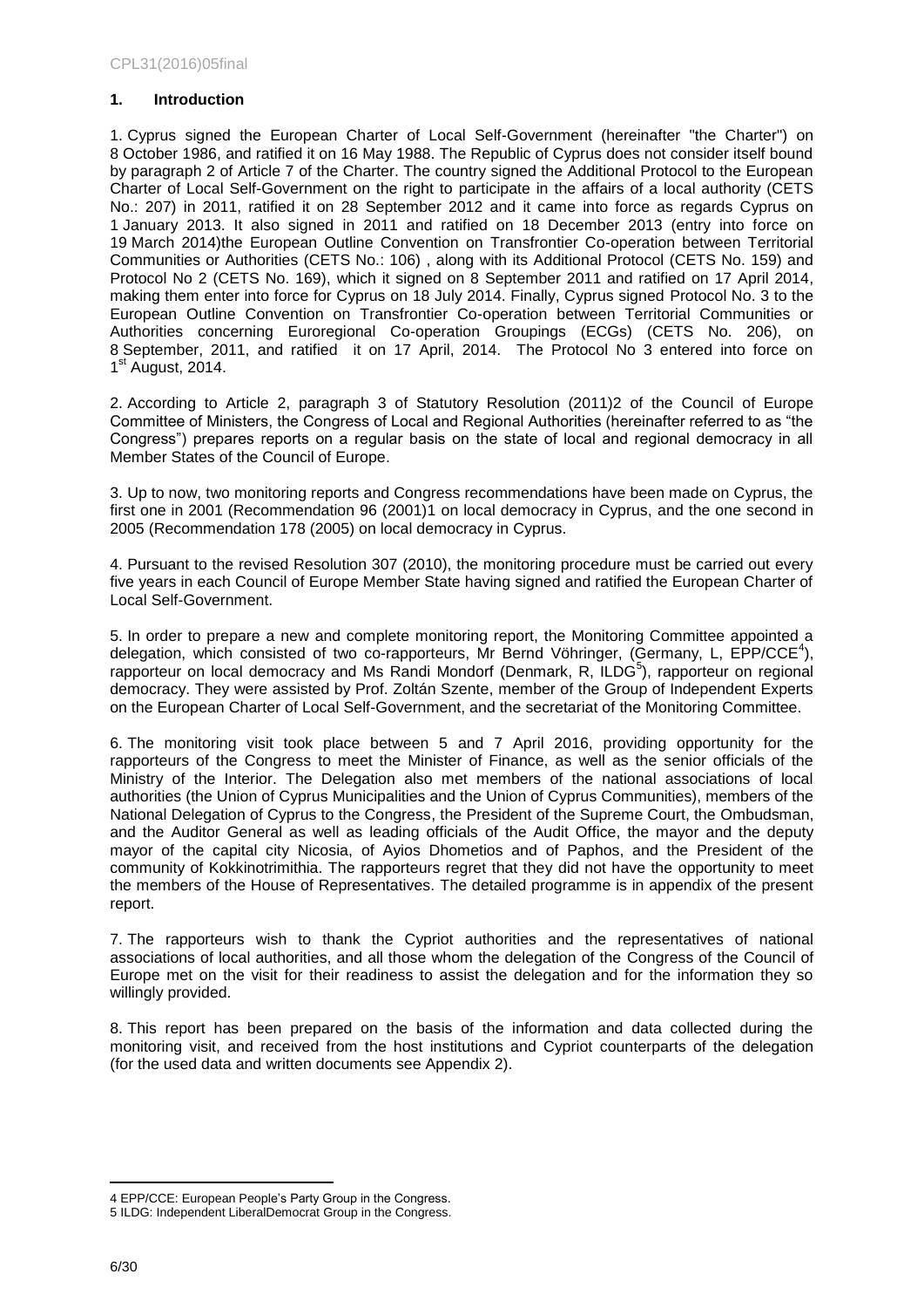## 1. Introduction

1. Cyprus signed the European Charter of Local Self-Government (hereinafter "the Charter") on 8 October 1986, and ratified it on 16 May 1988. The Republic of Cyprus does not consider itself bound by paragraph 2 of Article 7 of the Charter. The country signed the Additional Protocol to the European Charter of Local Self-Government on the right to participate in the affairs of a local authority (CETS No.: 207) in 2011, ratified it on 28 September 2012 and it came into force as regards Cyprus on 1 January 2013. It also signed in 2011 and ratified on 18 December 2013 (entry into force on 19 March 2014)the European Outline Convention on Transfrontier Co-operation between Territorial Communities or Authorities (CETS No.: 106) , along with its Additional Protocol (CETS No. 159) and Protocol No 2 (CETS No. 169), which it signed on 8 September 2011 and ratified on 17 April 2014, making them enter into force for Cyprus on 18 July 2014. Finally, Cyprus signed Protocol No. 3 to the European Outline Convention on Transfrontier Co-operation between Territorial Communities or Authorities concerning Euroregional Co-operation Groupings (ECGs) (CETS No. 206), on 8 September, 2011, and ratified it on 17 April, 2014. The Protocol No 3 entered into force on 1st August, 2014.

2. According to Article 2, paragraph 3 of Statutory Resolution (2011)2 of the Council of Europe Committee of Ministers, the Congress of Local and Regional Authorities (hereinafter referred to as "the Congress") prepares reports on a regular basis on the state of local and regional democracy in all Member States of the Council of Europe.

3. Up to now, two monitoring reports and Congress recommendations have been made on Cyprus, the first one in 2001 (Recommendation 96 (2001)1 on local democracy in Cyprus, and the one second in 2005 (Recommendation 178 (2005) on local democracy in Cyprus.

4. Pursuant to the revised Resolution 307 (2010), the monitoring procedure must be carried out every five years in each Council of Europe Member State having signed and ratified the European Charter of Local Self-Government.

5. In order to prepare a new and complete monitoring report, the Monitoring Committee appointed a delegation, which consisted of two co-rapporteurs, Mr Bernd Vöhringer, (Germany, L, EPP/CCE[4]), rapporteur on local democracy and Ms Randi Mondorf (Denmark, R, ILDG[5]), rapporteur on regional democracy. They were assisted by Prof. Zoltán Szente, member of the Group of Independent Experts on the European Charter of Local Self-Government, and the secretariat of the Monitoring Committee.

6. The monitoring visit took place between 5 and 7 April 2016, providing opportunity for the rapporteurs of the Congress to meet the Minister of Finance, as well as the senior officials of the Ministry of the Interior. The Delegation also met members of the national associations of local authorities (the Union of Cyprus Municipalities and the Union of Cyprus Communities), members of the National Delegation of Cyprus to the Congress, the President of the Supreme Court, the Ombudsman, and the Auditor General as well as leading officials of the Audit Office, the mayor and the deputy mayor of the capital city Nicosia, of Ayios Dhometios and of Paphos, and the President of the community of Kokkinotrimithia. The rapporteurs regret that they did not have the opportunity to meet the members of the House of Representatives. The detailed programme is in appendix of the present report.

7. The rapporteurs wish to thank the Cypriot authorities and the representatives of national associations of local authorities, and all those whom the delegation of the Congress of the Council of Europe met on the visit for their readiness to assist the delegation and for the information they so willingly provided.

8. This report has been prepared on the basis of the information and data collected during the monitoring visit, and received from the host institutions and Cypriot counterparts of the delegation (for the used data and written documents see Appendix 2).

---

4 EPP/CCE: European People's Party Group in the Congress.
5 ILDG: Independent LiberalDemocrat Group in the Congress.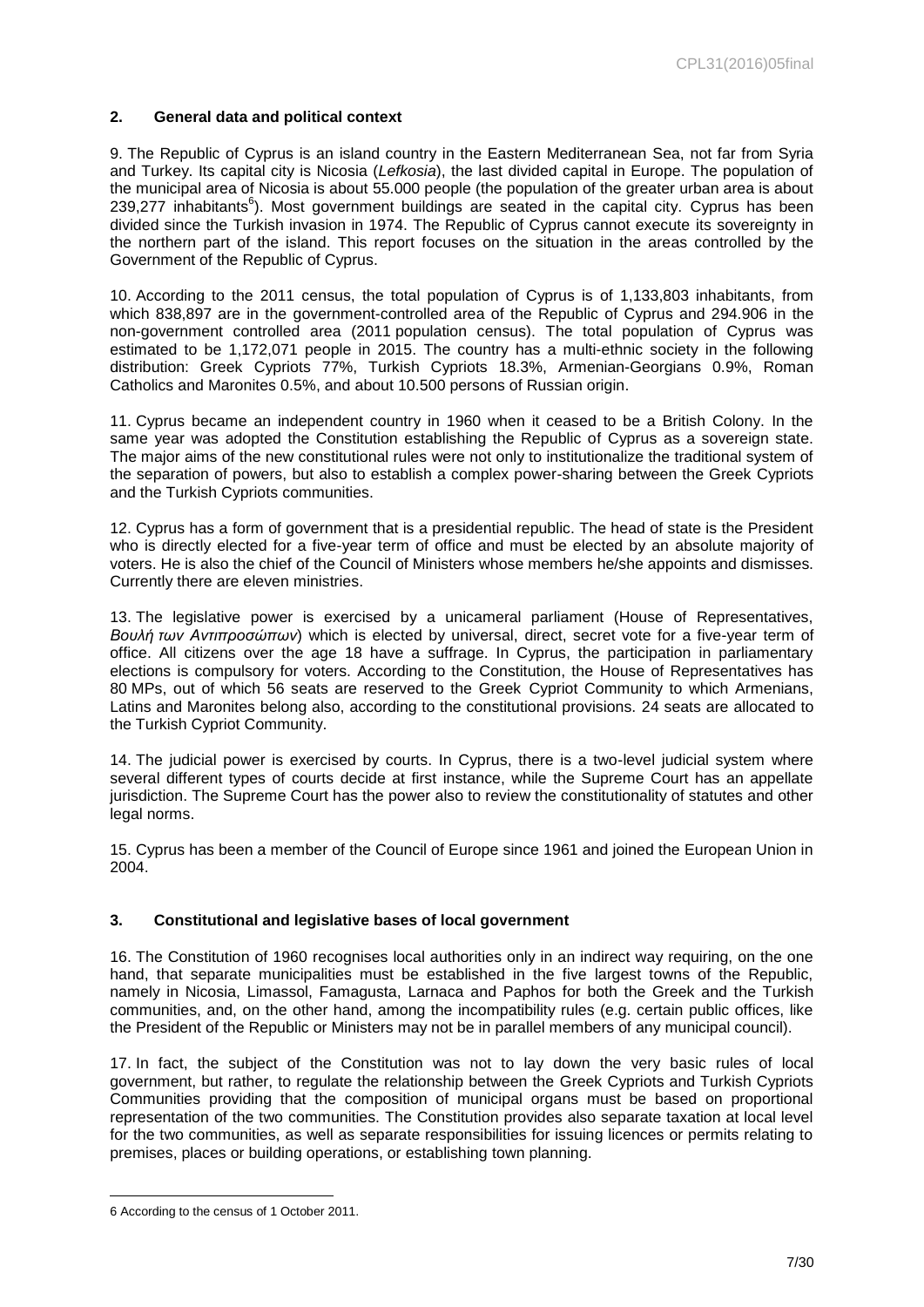## 2. General data and political context

9. The Republic of Cyprus is an island country in the Eastern Mediterranean Sea, not far from Syria and Turkey. Its capital city is Nicosia (*Lefkosia*), the last divided capital in Europe. The population of the municipal area of Nicosia is about 55.000 people (the population of the greater urban area is about 239,277 inhabitants[6]). Most government buildings are seated in the capital city. Cyprus has been divided since the Turkish invasion in 1974. The Republic of Cyprus cannot execute its sovereignty in the northern part of the island. This report focuses on the situation in the areas controlled by the Government of the Republic of Cyprus.

10. According to the 2011 census, the total population of Cyprus is of 1,133,803 inhabitants, from which 838,897 are in the government-controlled area of the Republic of Cyprus and 294.906 in the non-government controlled area (2011 population census). The total population of Cyprus was estimated to be 1,172,071 people in 2015. The country has a multi-ethnic society in the following distribution: Greek Cypriots 77%, Turkish Cypriots 18.3%, Armenian-Georgians 0.9%, Roman Catholics and Maronites 0.5%, and about 10.500 persons of Russian origin.

11. Cyprus became an independent country in 1960 when it ceased to be a British Colony. In the same year was adopted the Constitution establishing the Republic of Cyprus as a sovereign state. The major aims of the new constitutional rules were not only to institutionalize the traditional system of the separation of powers, but also to establish a complex power-sharing between the Greek Cypriots and the Turkish Cypriots communities.

12. Cyprus has a form of government that is a presidential republic. The head of state is the President who is directly elected for a five-year term of office and must be elected by an absolute majority of voters. He is also the chief of the Council of Ministers whose members he/she appoints and dismisses. Currently there are eleven ministries.

13. The legislative power is exercised by a unicameral parliament (House of Representatives, *Βουλή των Αντιπροσώπων*) which is elected by universal, direct, secret vote for a five-year term of office. All citizens over the age 18 have a suffrage. In Cyprus, the participation in parliamentary elections is compulsory for voters. According to the Constitution, the House of Representatives has 80 MPs, out of which 56 seats are reserved to the Greek Cypriot Community to which Armenians, Latins and Maronites belong also, according to the constitutional provisions. 24 seats are allocated to the Turkish Cypriot Community.

14. The judicial power is exercised by courts. In Cyprus, there is a two-level judicial system where several different types of courts decide at first instance, while the Supreme Court has an appellate jurisdiction. The Supreme Court has the power also to review the constitutionality of statutes and other legal norms.

15. Cyprus has been a member of the Council of Europe since 1961 and joined the European Union in 2004.

## 3. Constitutional and legislative bases of local government

16. The Constitution of 1960 recognises local authorities only in an indirect way requiring, on the one hand, that separate municipalities must be established in the five largest towns of the Republic, namely in Nicosia, Limassol, Famagusta, Larnaca and Paphos for both the Greek and the Turkish communities, and, on the other hand, among the incompatibility rules (e.g. certain public offices, like the President of the Republic or Ministers may not be in parallel members of any municipal council).

17. In fact, the subject of the Constitution was not to lay down the very basic rules of local government, but rather, to regulate the relationship between the Greek Cypriots and Turkish Cypriots Communities providing that the composition of municipal organs must be based on proportional representation of the two communities. The Constitution provides also separate taxation at local level for the two communities, as well as separate responsibilities for issuing licences or permits relating to premises, places or building operations, or establishing town planning.

---

6 According to the census of 1 October 2011.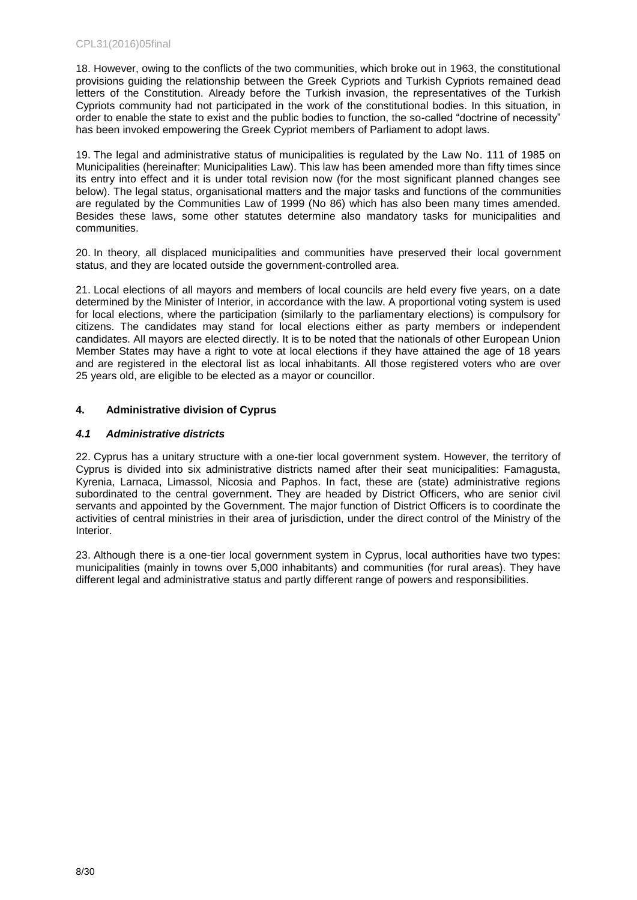18. However, owing to the conflicts of the two communities, which broke out in 1963, the constitutional provisions guiding the relationship between the Greek Cypriots and Turkish Cypriots remained dead letters of the Constitution. Already before the Turkish invasion, the representatives of the Turkish Cypriots community had not participated in the work of the constitutional bodies. In this situation, in order to enable the state to exist and the public bodies to function, the so-called "doctrine of necessity" has been invoked empowering the Greek Cypriot members of Parliament to adopt laws.

19. The legal and administrative status of municipalities is regulated by the Law No. 111 of 1985 on Municipalities (hereinafter: Municipalities Law). This law has been amended more than fifty times since its entry into effect and it is under total revision now (for the most significant planned changes see below). The legal status, organisational matters and the major tasks and functions of the communities are regulated by the Communities Law of 1999 (No 86) which has also been many times amended. Besides these laws, some other statutes determine also mandatory tasks for municipalities and communities.

20. In theory, all displaced municipalities and communities have preserved their local government status, and they are located outside the government-controlled area.

21. Local elections of all mayors and members of local councils are held every five years, on a date determined by the Minister of Interior, in accordance with the law. A proportional voting system is used for local elections, where the participation (similarly to the parliamentary elections) is compulsory for citizens. The candidates may stand for local elections either as party members or independent candidates. All mayors are elected directly. It is to be noted that the nationals of other European Union Member States may have a right to vote at local elections if they have attained the age of 18 years and are registered in the electoral list as local inhabitants. All those registered voters who are over 25 years old, are eligible to be elected as a mayor or councillor.

## 4. Administrative division of Cyprus

### *4.1 Administrative districts*

22. Cyprus has a unitary structure with a one-tier local government system. However, the territory of Cyprus is divided into six administrative districts named after their seat municipalities: Famagusta, Kyrenia, Larnaca, Limassol, Nicosia and Paphos. In fact, these are (state) administrative regions subordinated to the central government. They are headed by District Officers, who are senior civil servants and appointed by the Government. The major function of District Officers is to coordinate the activities of central ministries in their area of jurisdiction, under the direct control of the Ministry of the Interior.

23. Although there is a one-tier local government system in Cyprus, local authorities have two types: municipalities (mainly in towns over 5,000 inhabitants) and communities (for rural areas). They have different legal and administrative status and partly different range of powers and responsibilities.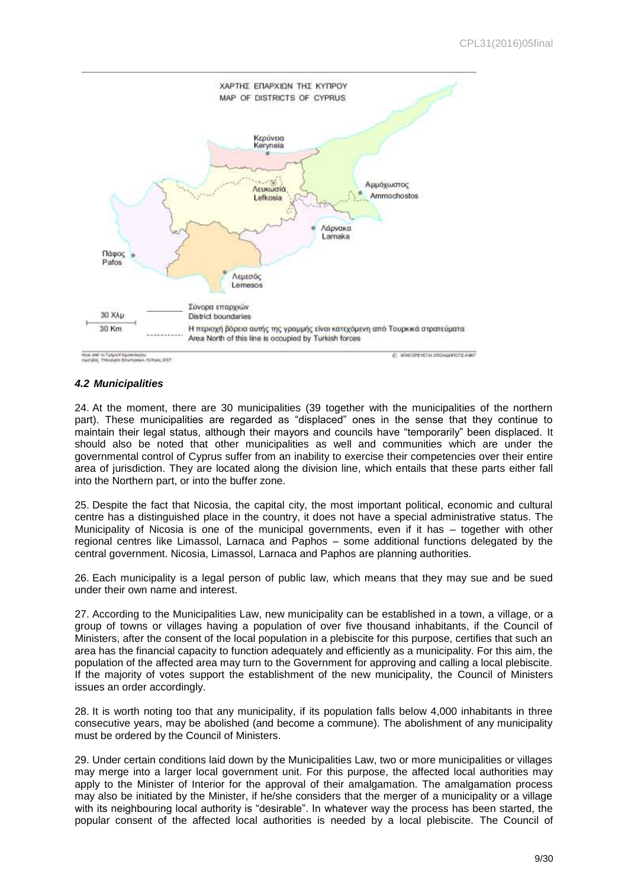ΧΑΡΤΗΣ ΕΠΑΡΧΙΩΝ ΤΗΣ ΚΥΠΡΟΥ
MAP OF DISTRICTS OF CYPRUS

Κερύνεια
Keryneia

Λευκωσία
Lefkosia

Αμμόχωστος
Ammochostos

Λάρνακα
Larnaka

Πάφος
Pafos

Λεμεσός
Lemesos

30 Χλμ
30 Km

Σύνορα επαρχιών
District boundaries

Η περιοχή βόρεια αυτής της γραμμής είναι κατεχόμενη από Τουρκικά στρατεύματα
Area North of this line is occupied by Turkish forces

#### *4.2 Municipalities*

24. At the moment, there are 30 municipalities (39 together with the municipalities of the northern part). These municipalities are regarded as "displaced" ones in the sense that they continue to maintain their legal status, although their mayors and councils have "temporarily" been displaced. It should also be noted that other municipalities as well and communities which are under the governmental control of Cyprus suffer from an inability to exercise their competencies over their entire area of jurisdiction. They are located along the division line, which entails that these parts either fall into the Northern part, or into the buffer zone.

25. Despite the fact that Nicosia, the capital city, the most important political, economic and cultural centre has a distinguished place in the country, it does not have a special administrative status. The Municipality of Nicosia is one of the municipal governments, even if it has – together with other regional centres like Limassol, Larnaca and Paphos – some additional functions delegated by the central government. Nicosia, Limassol, Larnaca and Paphos are planning authorities.

26. Each municipality is a legal person of public law, which means that they may sue and be sued under their own name and interest.

27. According to the Municipalities Law, new municipality can be established in a town, a village, or a group of towns or villages having a population of over five thousand inhabitants, if the Council of Ministers, after the consent of the local population in a plebiscite for this purpose, certifies that such an area has the financial capacity to function adequately and efficiently as a municipality. For this aim, the population of the affected area may turn to the Government for approving and calling a local plebiscite. If the majority of votes support the establishment of the new municipality, the Council of Ministers issues an order accordingly.

28. It is worth noting too that any municipality, if its population falls below 4,000 inhabitants in three consecutive years, may be abolished (and become a commune). The abolishment of any municipality must be ordered by the Council of Ministers.

29. Under certain conditions laid down by the Municipalities Law, two or more municipalities or villages may merge into a larger local government unit. For this purpose, the affected local authorities may apply to the Minister of Interior for the approval of their amalgamation. The amalgamation process may also be initiated by the Minister, if he/she considers that the merger of a municipality or a village with its neighbouring local authority is "desirable". In whatever way the process has been started, the popular consent of the affected local authorities is needed by a local plebiscite. The Council of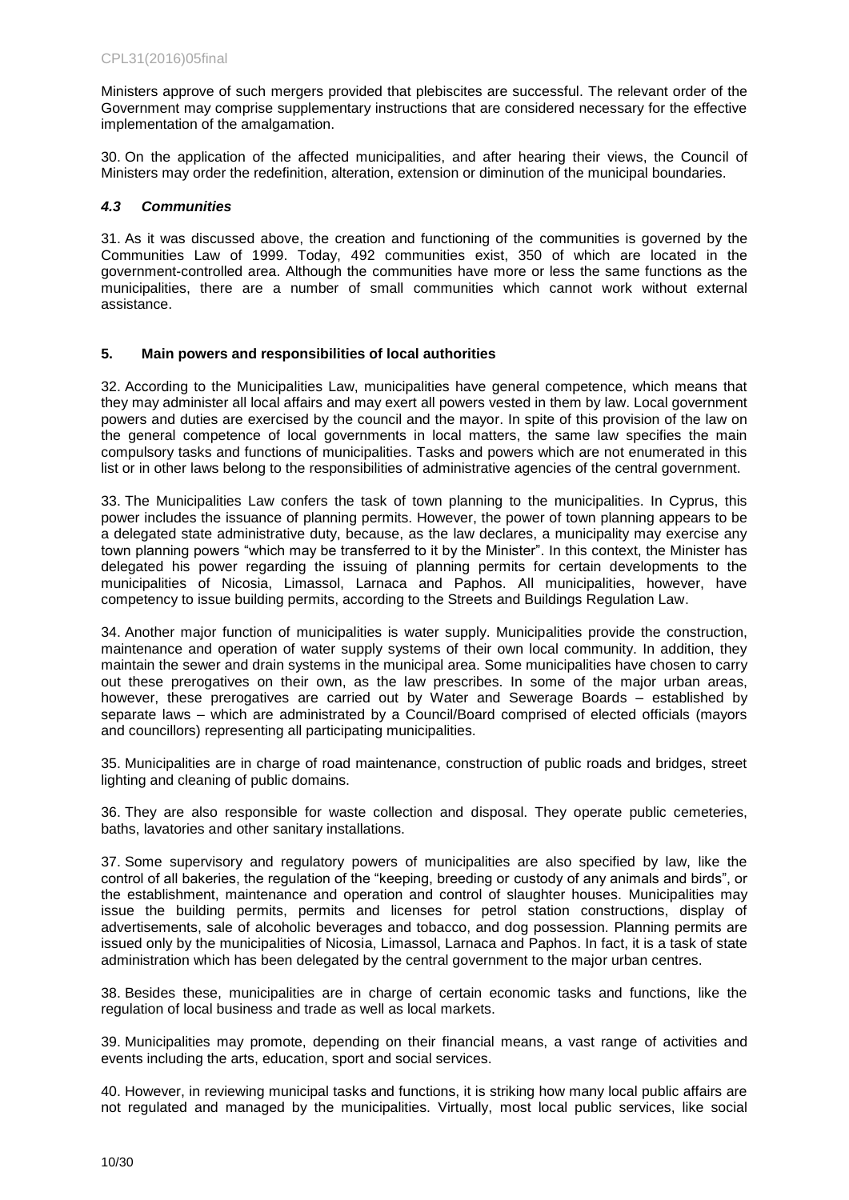Ministers approve of such mergers provided that plebiscites are successful. The relevant order of the Government may comprise supplementary instructions that are considered necessary for the effective implementation of the amalgamation.

30. On the application of the affected municipalities, and after hearing their views, the Council of Ministers may order the redefinition, alteration, extension or diminution of the municipal boundaries.

### *4.3 Communities*

31. As it was discussed above, the creation and functioning of the communities is governed by the Communities Law of 1999. Today, 492 communities exist, 350 of which are located in the government-controlled area. Although the communities have more or less the same functions as the municipalities, there are a number of small communities which cannot work without external assistance.

## 5. Main powers and responsibilities of local authorities

32. According to the Municipalities Law, municipalities have general competence, which means that they may administer all local affairs and may exert all powers vested in them by law. Local government powers and duties are exercised by the council and the mayor. In spite of this provision of the law on the general competence of local governments in local matters, the same law specifies the main compulsory tasks and functions of municipalities. Tasks and powers which are not enumerated in this list or in other laws belong to the responsibilities of administrative agencies of the central government.

33. The Municipalities Law confers the task of town planning to the municipalities. In Cyprus, this power includes the issuance of planning permits. However, the power of town planning appears to be a delegated state administrative duty, because, as the law declares, a municipality may exercise any town planning powers "which may be transferred to it by the Minister". In this context, the Minister has delegated his power regarding the issuing of planning permits for certain developments to the municipalities of Nicosia, Limassol, Larnaca and Paphos. All municipalities, however, have competency to issue building permits, according to the Streets and Buildings Regulation Law.

34. Another major function of municipalities is water supply. Municipalities provide the construction, maintenance and operation of water supply systems of their own local community. In addition, they maintain the sewer and drain systems in the municipal area. Some municipalities have chosen to carry out these prerogatives on their own, as the law prescribes. In some of the major urban areas, however, these prerogatives are carried out by Water and Sewerage Boards – established by separate laws – which are administrated by a Council/Board comprised of elected officials (mayors and councillors) representing all participating municipalities.

35. Municipalities are in charge of road maintenance, construction of public roads and bridges, street lighting and cleaning of public domains.

36. They are also responsible for waste collection and disposal. They operate public cemeteries, baths, lavatories and other sanitary installations.

37. Some supervisory and regulatory powers of municipalities are also specified by law, like the control of all bakeries, the regulation of the "keeping, breeding or custody of any animals and birds", or the establishment, maintenance and operation and control of slaughter houses. Municipalities may issue the building permits, permits and licenses for petrol station constructions, display of advertisements, sale of alcoholic beverages and tobacco, and dog possession. Planning permits are issued only by the municipalities of Nicosia, Limassol, Larnaca and Paphos. In fact, it is a task of state administration which has been delegated by the central government to the major urban centres.

38. Besides these, municipalities are in charge of certain economic tasks and functions, like the regulation of local business and trade as well as local markets.

39. Municipalities may promote, depending on their financial means, a vast range of activities and events including the arts, education, sport and social services.

40. However, in reviewing municipal tasks and functions, it is striking how many local public affairs are not regulated and managed by the municipalities. Virtually, most local public services, like social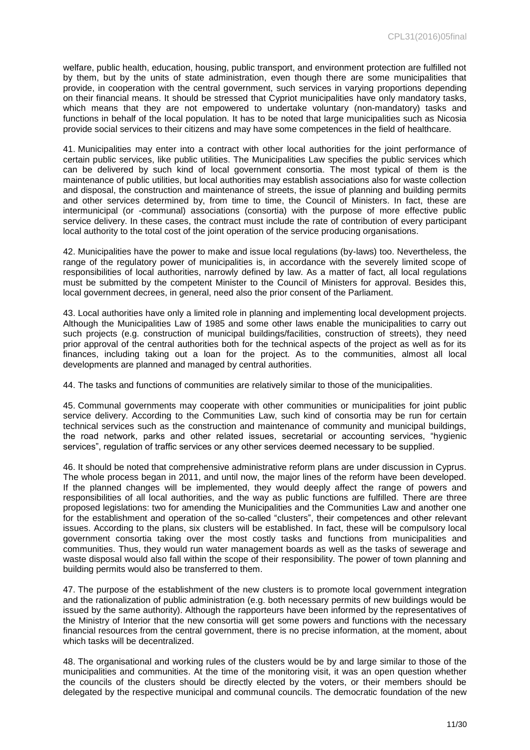welfare, public health, education, housing, public transport, and environment protection are fulfilled not by them, but by the units of state administration, even though there are some municipalities that provide, in cooperation with the central government, such services in varying proportions depending on their financial means. It should be stressed that Cypriot municipalities have only mandatory tasks, which means that they are not empowered to undertake voluntary (non-mandatory) tasks and functions in behalf of the local population. It has to be noted that large municipalities such as Nicosia provide social services to their citizens and may have some competences in the field of healthcare.

41. Municipalities may enter into a contract with other local authorities for the joint performance of certain public services, like public utilities. The Municipalities Law specifies the public services which can be delivered by such kind of local government consortia. The most typical of them is the maintenance of public utilities, but local authorities may establish associations also for waste collection and disposal, the construction and maintenance of streets, the issue of planning and building permits and other services determined by, from time to time, the Council of Ministers. In fact, these are intermunicipal (or -communal) associations (consortia) with the purpose of more effective public service delivery. In these cases, the contract must include the rate of contribution of every participant local authority to the total cost of the joint operation of the service producing organisations.

42. Municipalities have the power to make and issue local regulations (by-laws) too. Nevertheless, the range of the regulatory power of municipalities is, in accordance with the severely limited scope of responsibilities of local authorities, narrowly defined by law. As a matter of fact, all local regulations must be submitted by the competent Minister to the Council of Ministers for approval. Besides this, local government decrees, in general, need also the prior consent of the Parliament.

43. Local authorities have only a limited role in planning and implementing local development projects. Although the Municipalities Law of 1985 and some other laws enable the municipalities to carry out such projects (e.g. construction of municipal buildings/facilities, construction of streets), they need prior approval of the central authorities both for the technical aspects of the project as well as for its finances, including taking out a loan for the project. As to the communities, almost all local developments are planned and managed by central authorities.

44. The tasks and functions of communities are relatively similar to those of the municipalities.

45. Communal governments may cooperate with other communities or municipalities for joint public service delivery. According to the Communities Law, such kind of consortia may be run for certain technical services such as the construction and maintenance of community and municipal buildings, the road network, parks and other related issues, secretarial or accounting services, "hygienic services", regulation of traffic services or any other services deemed necessary to be supplied.

46. It should be noted that comprehensive administrative reform plans are under discussion in Cyprus. The whole process began in 2011, and until now, the major lines of the reform have been developed. If the planned changes will be implemented, they would deeply affect the range of powers and responsibilities of all local authorities, and the way as public functions are fulfilled. There are three proposed legislations: two for amending the Municipalities and the Communities Law and another one for the establishment and operation of the so-called "clusters", their competences and other relevant issues. According to the plans, six clusters will be established. In fact, these will be compulsory local government consortia taking over the most costly tasks and functions from municipalities and communities. Thus, they would run water management boards as well as the tasks of sewerage and waste disposal would also fall within the scope of their responsibility. The power of town planning and building permits would also be transferred to them.

47. The purpose of the establishment of the new clusters is to promote local government integration and the rationalization of public administration (e.g. both necessary permits of new buildings would be issued by the same authority). Although the rapporteurs have been informed by the representatives of the Ministry of Interior that the new consortia will get some powers and functions with the necessary financial resources from the central government, there is no precise information, at the moment, about which tasks will be decentralized.

48. The organisational and working rules of the clusters would be by and large similar to those of the municipalities and communities. At the time of the monitoring visit, it was an open question whether the councils of the clusters should be directly elected by the voters, or their members should be delegated by the respective municipal and communal councils. The democratic foundation of the new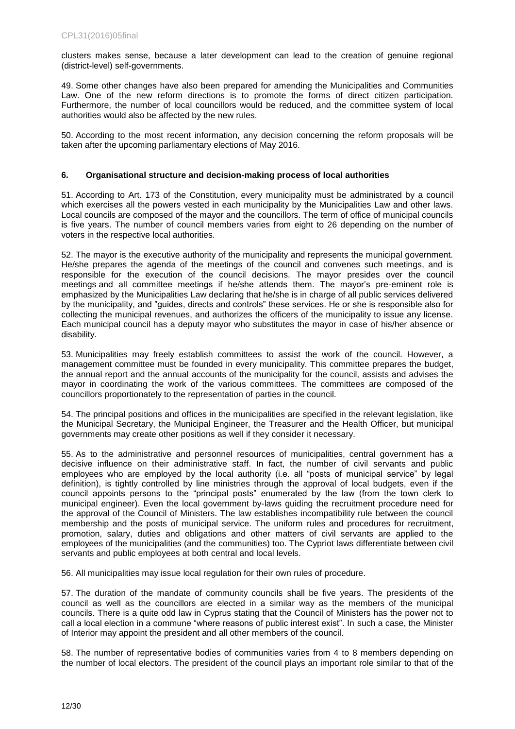clusters makes sense, because a later development can lead to the creation of genuine regional (district-level) self-governments.

49. Some other changes have also been prepared for amending the Municipalities and Communities Law. One of the new reform directions is to promote the forms of direct citizen participation. Furthermore, the number of local councillors would be reduced, and the committee system of local authorities would also be affected by the new rules.

50. According to the most recent information, any decision concerning the reform proposals will be taken after the upcoming parliamentary elections of May 2016.

## 6. Organisational structure and decision-making process of local authorities

51. According to Art. 173 of the Constitution, every municipality must be administrated by a council which exercises all the powers vested in each municipality by the Municipalities Law and other laws. Local councils are composed of the mayor and the councillors. The term of office of municipal councils is five years. The number of council members varies from eight to 26 depending on the number of voters in the respective local authorities.

52. The mayor is the executive authority of the municipality and represents the municipal government. He/she prepares the agenda of the meetings of the council and convenes such meetings, and is responsible for the execution of the council decisions. The mayor presides over the council meetings and all committee meetings if he/she attends them. The mayor's pre-eminent role is emphasized by the Municipalities Law declaring that he/she is in charge of all public services delivered by the municipality, and "guides, directs and controls" these services. He or she is responsible also for collecting the municipal revenues, and authorizes the officers of the municipality to issue any license. Each municipal council has a deputy mayor who substitutes the mayor in case of his/her absence or disability.

53. Municipalities may freely establish committees to assist the work of the council. However, a management committee must be founded in every municipality. This committee prepares the budget, the annual report and the annual accounts of the municipality for the council, assists and advises the mayor in coordinating the work of the various committees. The committees are composed of the councillors proportionately to the representation of parties in the council.

54. The principal positions and offices in the municipalities are specified in the relevant legislation, like the Municipal Secretary, the Municipal Engineer, the Treasurer and the Health Officer, but municipal governments may create other positions as well if they consider it necessary.

55. As to the administrative and personnel resources of municipalities, central government has a decisive influence on their administrative staff. In fact, the number of civil servants and public employees who are employed by the local authority (i.e. all "posts of municipal service" by legal definition), is tightly controlled by line ministries through the approval of local budgets, even if the council appoints persons to the "principal posts" enumerated by the law (from the town clerk to municipal engineer). Even the local government by-laws guiding the recruitment procedure need for the approval of the Council of Ministers. The law establishes incompatibility rule between the council membership and the posts of municipal service. The uniform rules and procedures for recruitment, promotion, salary, duties and obligations and other matters of civil servants are applied to the employees of the municipalities (and the communities) too. The Cypriot laws differentiate between civil servants and public employees at both central and local levels.

56. All municipalities may issue local regulation for their own rules of procedure.

57. The duration of the mandate of community councils shall be five years. The presidents of the council as well as the councillors are elected in a similar way as the members of the municipal councils. There is a quite odd law in Cyprus stating that the Council of Ministers has the power not to call a local election in a commune "where reasons of public interest exist". In such a case, the Minister of Interior may appoint the president and all other members of the council.

58. The number of representative bodies of communities varies from 4 to 8 members depending on the number of local electors. The president of the council plays an important role similar to that of the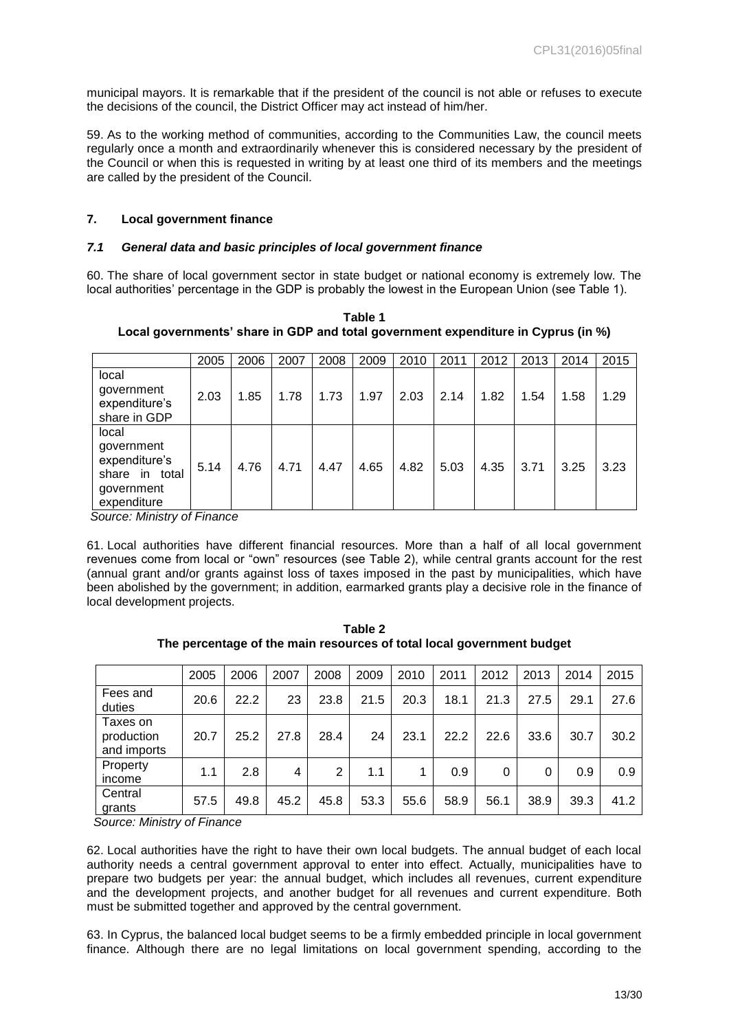municipal mayors. It is remarkable that if the president of the council is not able or refuses to execute the decisions of the council, the District Officer may act instead of him/her.

59. As to the working method of communities, according to the Communities Law, the council meets regularly once a month and extraordinarily whenever this is considered necessary by the president of the Council or when this is requested in writing by at least one third of its members and the meetings are called by the president of the Council.

## 7. Local government finance

### *7.1 General data and basic principles of local government finance*

60. The share of local government sector in state budget or national economy is extremely low. The local authorities' percentage in the GDP is probably the lowest in the European Union (see Table 1).

**Table 1**
**Local governments' share in GDP and total government expenditure in Cyprus (in %)**

| | 2005 | 2006 | 2007 | 2008 | 2009 | 2010 | 2011 | 2012 | 2013 | 2014 | 2015 |
|---|---|---|---|---|---|---|---|---|---|---|---|
| local government expenditure's share in GDP | 2.03 | 1.85 | 1.78 | 1.73 | 1.97 | 2.03 | 2.14 | 1.82 | 1.54 | 1.58 | 1.29 |
| local government expenditure's share in total government expenditure | 5.14 | 4.76 | 4.71 | 4.47 | 4.65 | 4.82 | 5.03 | 4.35 | 3.71 | 3.25 | 3.23 |

*Source: Ministry of Finance*

61. Local authorities have different financial resources. More than a half of all local government revenues come from local or "own" resources (see Table 2), while central grants account for the rest (annual grant and/or grants against loss of taxes imposed in the past by municipalities, which have been abolished by the government; in addition, earmarked grants play a decisive role in the finance of local development projects.

**Table 2**
**The percentage of the main resources of total local government budget**

| | 2005 | 2006 | 2007 | 2008 | 2009 | 2010 | 2011 | 2012 | 2013 | 2014 | 2015 |
|---|---|---|---|---|---|---|---|---|---|---|---|
| Fees and duties | 20.6 | 22.2 | 23 | 23.8 | 21.5 | 20.3 | 18.1 | 21.3 | 27.5 | 29.1 | 27.6 |
| Taxes on production and imports | 20.7 | 25.2 | 27.8 | 28.4 | 24 | 23.1 | 22.2 | 22.6 | 33.6 | 30.7 | 30.2 |
| Property income | 1.1 | 2.8 | 4 | 2 | 1.1 | 1 | 0.9 | 0 | 0 | 0.9 | 0.9 |
| Central grants | 57.5 | 49.8 | 45.2 | 45.8 | 53.3 | 55.6 | 58.9 | 56.1 | 38.9 | 39.3 | 41.2 |

*Source: Ministry of Finance*

62. Local authorities have the right to have their own local budgets. The annual budget of each local authority needs a central government approval to enter into effect. Actually, municipalities have to prepare two budgets per year: the annual budget, which includes all revenues, current expenditure and the development projects, and another budget for all revenues and current expenditure. Both must be submitted together and approved by the central government.

63. In Cyprus, the balanced local budget seems to be a firmly embedded principle in local government finance. Although there are no legal limitations on local government spending, according to the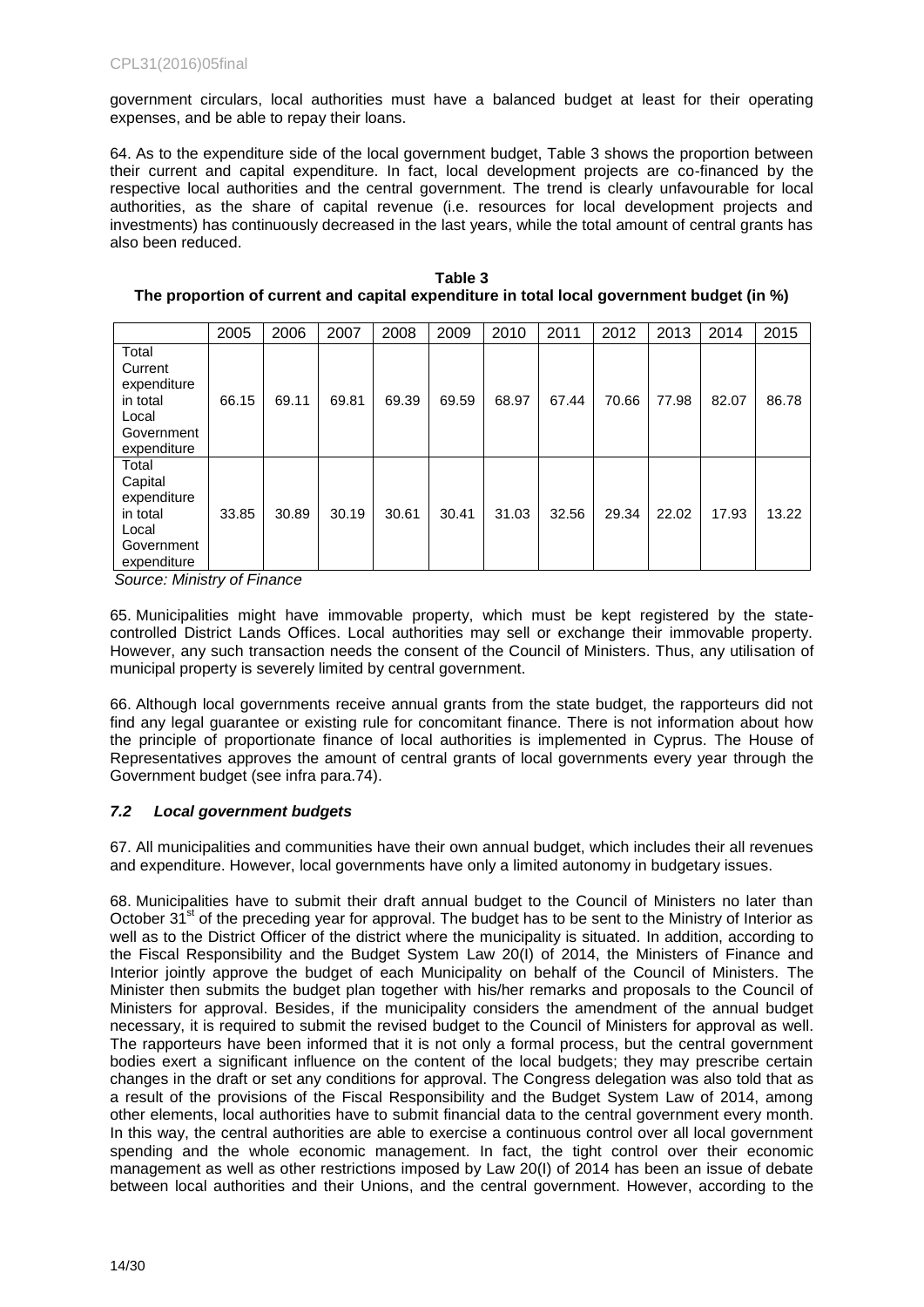government circulars, local authorities must have a balanced budget at least for their operating expenses, and be able to repay their loans.

64. As to the expenditure side of the local government budget, Table 3 shows the proportion between their current and capital expenditure. In fact, local development projects are co-financed by the respective local authorities and the central government. The trend is clearly unfavourable for local authorities, as the share of capital revenue (i.e. resources for local development projects and investments) has continuously decreased in the last years, while the total amount of central grants has also been reduced.

**Table 3**
**The proportion of current and capital expenditure in total local government budget (in %)**

| | 2005 | 2006 | 2007 | 2008 | 2009 | 2010 | 2011 | 2012 | 2013 | 2014 | 2015 |
|---|---|---|---|---|---|---|---|---|---|---|---|
| Total Current expenditure in total Local Government expenditure | 66.15 | 69.11 | 69.81 | 69.39 | 69.59 | 68.97 | 67.44 | 70.66 | 77.98 | 82.07 | 86.78 |
| Total Capital expenditure in total Local Government expenditure | 33.85 | 30.89 | 30.19 | 30.61 | 30.41 | 31.03 | 32.56 | 29.34 | 22.02 | 17.93 | 13.22 |

*Source: Ministry of Finance*

65. Municipalities might have immovable property, which must be kept registered by the state-controlled District Lands Offices. Local authorities may sell or exchange their immovable property. However, any such transaction needs the consent of the Council of Ministers. Thus, any utilisation of municipal property is severely limited by central government.

66. Although local governments receive annual grants from the state budget, the rapporteurs did not find any legal guarantee or existing rule for concomitant finance. There is not information about how the principle of proportionate finance of local authorities is implemented in Cyprus. The House of Representatives approves the amount of central grants of local governments every year through the Government budget (see infra para.74).

### *7.2 Local government budgets*

67. All municipalities and communities have their own annual budget, which includes their all revenues and expenditure. However, local governments have only a limited autonomy in budgetary issues.

68. Municipalities have to submit their draft annual budget to the Council of Ministers no later than October 31st of the preceding year for approval. The budget has to be sent to the Ministry of Interior as well as to the District Officer of the district where the municipality is situated. In addition, according to the Fiscal Responsibility and the Budget System Law 20(I) of 2014, the Ministers of Finance and Interior jointly approve the budget of each Municipality on behalf of the Council of Ministers. The Minister then submits the budget plan together with his/her remarks and proposals to the Council of Ministers for approval. Besides, if the municipality considers the amendment of the annual budget necessary, it is required to submit the revised budget to the Council of Ministers for approval as well. The rapporteurs have been informed that it is not only a formal process, but the central government bodies exert a significant influence on the content of the local budgets; they may prescribe certain changes in the draft or set any conditions for approval. The Congress delegation was also told that as a result of the provisions of the Fiscal Responsibility and the Budget System Law of 2014, among other elements, local authorities have to submit financial data to the central government every month. In this way, the central authorities are able to exercise a continuous control over all local government spending and the whole economic management. In fact, the tight control over their economic management as well as other restrictions imposed by Law 20(I) of 2014 has been an issue of debate between local authorities and their Unions, and the central government. However, according to the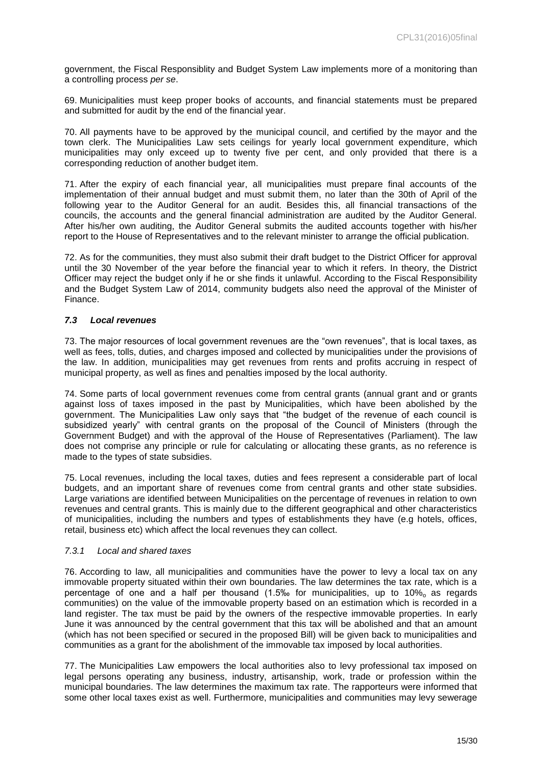government, the Fiscal Responsiblity and Budget System Law implements more of a monitoring than a controlling process *per se*.

69. Municipalities must keep proper books of accounts, and financial statements must be prepared and submitted for audit by the end of the financial year.

70. All payments have to be approved by the municipal council, and certified by the mayor and the town clerk. The Municipalities Law sets ceilings for yearly local government expenditure, which municipalities may only exceed up to twenty five per cent, and only provided that there is a corresponding reduction of another budget item.

71. After the expiry of each financial year, all municipalities must prepare final accounts of the implementation of their annual budget and must submit them, no later than the 30th of April of the following year to the Auditor General for an audit. Besides this, all financial transactions of the councils, the accounts and the general financial administration are audited by the Auditor General. After his/her own auditing, the Auditor General submits the audited accounts together with his/her report to the House of Representatives and to the relevant minister to arrange the official publication.

72. As for the communities, they must also submit their draft budget to the District Officer for approval until the 30 November of the year before the financial year to which it refers. In theory, the District Officer may reject the budget only if he or she finds it unlawful. According to the Fiscal Responsibility and the Budget System Law of 2014, community budgets also need the approval of the Minister of Finance.

### *7.3 Local revenues*

73. The major resources of local government revenues are the "own revenues", that is local taxes, as well as fees, tolls, duties, and charges imposed and collected by municipalities under the provisions of the law. In addition, municipalities may get revenues from rents and profits accruing in respect of municipal property, as well as fines and penalties imposed by the local authority.

74. Some parts of local government revenues come from central grants (annual grant and or grants against loss of taxes imposed in the past by Municipalities, which have been abolished by the government. The Municipalities Law only says that "the budget of the revenue of each council is subsidized yearly" with central grants on the proposal of the Council of Ministers (through the Government Budget) and with the approval of the House of Representatives (Parliament). The law does not comprise any principle or rule for calculating or allocating these grants, as no reference is made to the types of state subsidies.

75. Local revenues, including the local taxes, duties and fees represent a considerable part of local budgets, and an important share of revenues come from central grants and other state subsidies. Large variations are identified between Municipalities on the percentage of revenues in relation to own revenues and central grants. This is mainly due to the different geographical and other characteristics of municipalities, including the numbers and types of establishments they have (e.g hotels, offices, retail, business etc) which affect the local revenues they can collect.

#### *7.3.1 Local and shared taxes*

76. According to law, all municipalities and communities have the power to levy a local tax on any immovable property situated within their own boundaries. The law determines the tax rate, which is a percentage of one and a half per thousand (1.5‰ for municipalities, up to 10‰ as regards communities) on the value of the immovable property based on an estimation which is recorded in a land register. The tax must be paid by the owners of the respective immovable properties. In early June it was announced by the central government that this tax will be abolished and that an amount (which has not been specified or secured in the proposed Bill) will be given back to municipalities and communities as a grant for the abolishment of the immovable tax imposed by local authorities.

77. The Municipalities Law empowers the local authorities also to levy professional tax imposed on legal persons operating any business, industry, artisanship, work, trade or profession within the municipal boundaries. The law determines the maximum tax rate. The rapporteurs were informed that some other local taxes exist as well. Furthermore, municipalities and communities may levy sewerage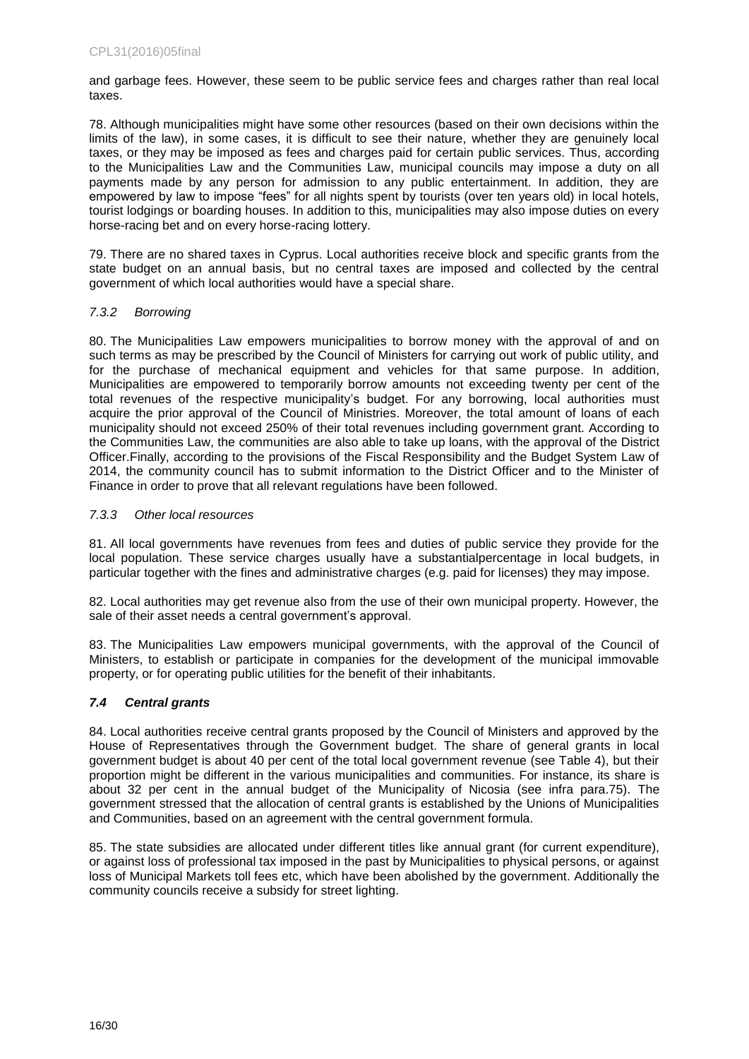and garbage fees. However, these seem to be public service fees and charges rather than real local taxes.

78. Although municipalities might have some other resources (based on their own decisions within the limits of the law), in some cases, it is difficult to see their nature, whether they are genuinely local taxes, or they may be imposed as fees and charges paid for certain public services. Thus, according to the Municipalities Law and the Communities Law, municipal councils may impose a duty on all payments made by any person for admission to any public entertainment. In addition, they are empowered by law to impose "fees" for all nights spent by tourists (over ten years old) in local hotels, tourist lodgings or boarding houses. In addition to this, municipalities may also impose duties on every horse-racing bet and on every horse-racing lottery.

79. There are no shared taxes in Cyprus. Local authorities receive block and specific grants from the state budget on an annual basis, but no central taxes are imposed and collected by the central government of which local authorities would have a special share.

#### *7.3.2 Borrowing*

80. The Municipalities Law empowers municipalities to borrow money with the approval of and on such terms as may be prescribed by the Council of Ministers for carrying out work of public utility, and for the purchase of mechanical equipment and vehicles for that same purpose. In addition, Municipalities are empowered to temporarily borrow amounts not exceeding twenty per cent of the total revenues of the respective municipality's budget. For any borrowing, local authorities must acquire the prior approval of the Council of Ministries. Moreover, the total amount of loans of each municipality should not exceed 250% of their total revenues including government grant. According to the Communities Law, the communities are also able to take up loans, with the approval of the District Officer.Finally, according to the provisions of the Fiscal Responsibility and the Budget System Law of 2014, the community council has to submit information to the District Officer and to the Minister of Finance in order to prove that all relevant regulations have been followed.

#### *7.3.3 Other local resources*

81. All local governments have revenues from fees and duties of public service they provide for the local population. These service charges usually have a substantialpercentage in local budgets, in particular together with the fines and administrative charges (e.g. paid for licenses) they may impose.

82. Local authorities may get revenue also from the use of their own municipal property. However, the sale of their asset needs a central government's approval.

83. The Municipalities Law empowers municipal governments, with the approval of the Council of Ministers, to establish or participate in companies for the development of the municipal immovable property, or for operating public utilities for the benefit of their inhabitants.

### *7.4 Central grants*

84. Local authorities receive central grants proposed by the Council of Ministers and approved by the House of Representatives through the Government budget. The share of general grants in local government budget is about 40 per cent of the total local government revenue (see Table 4), but their proportion might be different in the various municipalities and communities. For instance, its share is about 32 per cent in the annual budget of the Municipality of Nicosia (see infra para.75). The government stressed that the allocation of central grants is established by the Unions of Municipalities and Communities, based on an agreement with the central government formula.

85. The state subsidies are allocated under different titles like annual grant (for current expenditure), or against loss of professional tax imposed in the past by Municipalities to physical persons, or against loss of Municipal Markets toll fees etc, which have been abolished by the government. Additionally the community councils receive a subsidy for street lighting.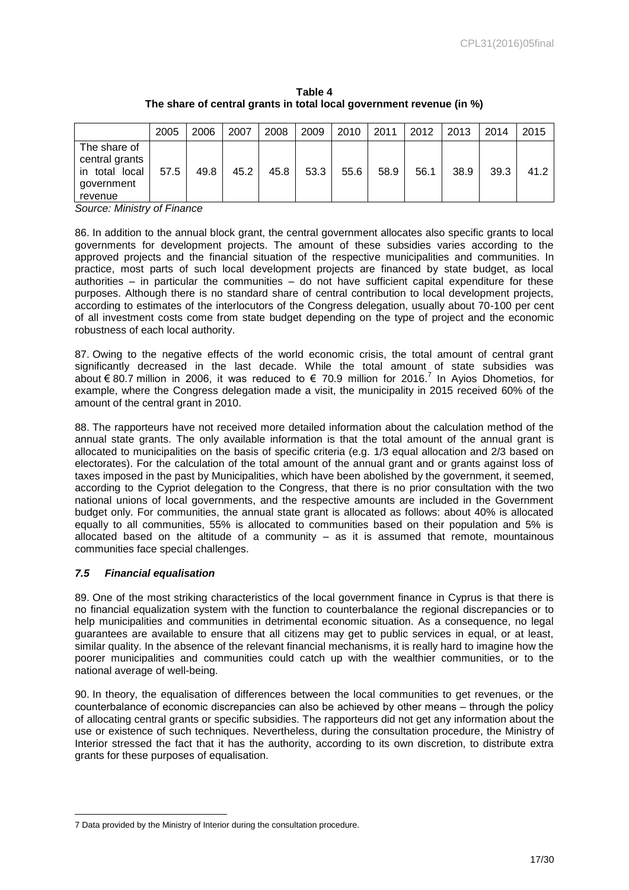**Table 4**
**The share of central grants in total local government revenue (in %)**

| | 2005 | 2006 | 2007 | 2008 | 2009 | 2010 | 2011 | 2012 | 2013 | 2014 | 2015 |
|---|---|---|---|---|---|---|---|---|---|---|---|
| The share of central grants in total local government revenue | 57.5 | 49.8 | 45.2 | 45.8 | 53.3 | 55.6 | 58.9 | 56.1 | 38.9 | 39.3 | 41.2 |

*Source: Ministry of Finance*

86. In addition to the annual block grant, the central government allocates also specific grants to local governments for development projects. The amount of these subsidies varies according to the approved projects and the financial situation of the respective municipalities and communities. In practice, most parts of such local development projects are financed by state budget, as local authorities – in particular the communities – do not have sufficient capital expenditure for these purposes. Although there is no standard share of central contribution to local development projects, according to estimates of the interlocutors of the Congress delegation, usually about 70-100 per cent of all investment costs come from state budget depending on the type of project and the economic robustness of each local authority.

87. Owing to the negative effects of the world economic crisis, the total amount of central grant significantly decreased in the last decade. While the total amount of state subsidies was about € 80.7 million in 2006, it was reduced to € 70.9 million for 2016.[7] In Ayios Dhometios, for example, where the Congress delegation made a visit, the municipality in 2015 received 60% of the amount of the central grant in 2010.

88. The rapporteurs have not received more detailed information about the calculation method of the annual state grants. The only available information is that the total amount of the annual grant is allocated to municipalities on the basis of specific criteria (e.g. 1/3 equal allocation and 2/3 based on electorates). For the calculation of the total amount of the annual grant and or grants against loss of taxes imposed in the past by Municipalities, which have been abolished by the government, it seemed, according to the Cypriot delegation to the Congress, that there is no prior consultation with the two national unions of local governments, and the respective amounts are included in the Government budget only. For communities, the annual state grant is allocated as follows: about 40% is allocated equally to all communities, 55% is allocated to communities based on their population and 5% is allocated based on the altitude of a community – as it is assumed that remote, mountainous communities face special challenges.

### *7.5 Financial equalisation*

89. One of the most striking characteristics of the local government finance in Cyprus is that there is no financial equalization system with the function to counterbalance the regional discrepancies or to help municipalities and communities in detrimental economic situation. As a consequence, no legal guarantees are available to ensure that all citizens may get to public services in equal, or at least, similar quality. In the absence of the relevant financial mechanisms, it is really hard to imagine how the poorer municipalities and communities could catch up with the wealthier communities, or to the national average of well-being.

90. In theory, the equalisation of differences between the local communities to get revenues, or the counterbalance of economic discrepancies can also be achieved by other means – through the policy of allocating central grants or specific subsidies. The rapporteurs did not get any information about the use or existence of such techniques. Nevertheless, during the consultation procedure, the Ministry of Interior stressed the fact that it has the authority, according to its own discretion, to distribute extra grants for these purposes of equalisation.

---

7 Data provided by the Ministry of Interior during the consultation procedure.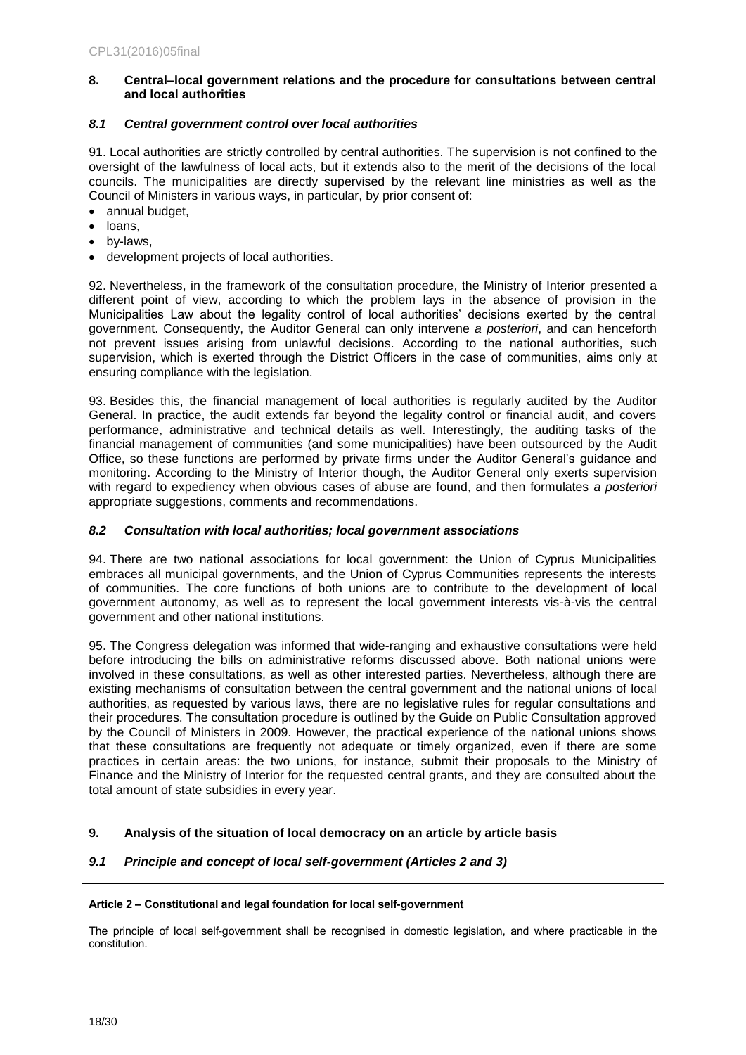## 8. Central–local government relations and the procedure for consultations between central and local authorities

### *8.1 Central government control over local authorities*

91. Local authorities are strictly controlled by central authorities. The supervision is not confined to the oversight of the lawfulness of local acts, but it extends also to the merit of the decisions of the local councils. The municipalities are directly supervised by the relevant line ministries as well as the Council of Ministers in various ways, in particular, by prior consent of:

- annual budget,
- loans,
- by-laws,
- development projects of local authorities.

92. Nevertheless, in the framework of the consultation procedure, the Ministry of Interior presented a different point of view, according to which the problem lays in the absence of provision in the Municipalities Law about the legality control of local authorities' decisions exerted by the central government. Consequently, the Auditor General can only intervene *a posteriori*, and can henceforth not prevent issues arising from unlawful decisions. According to the national authorities, such supervision, which is exerted through the District Officers in the case of communities, aims only at ensuring compliance with the legislation.

93. Besides this, the financial management of local authorities is regularly audited by the Auditor General. In practice, the audit extends far beyond the legality control or financial audit, and covers performance, administrative and technical details as well. Interestingly, the auditing tasks of the financial management of communities (and some municipalities) have been outsourced by the Audit Office, so these functions are performed by private firms under the Auditor General's guidance and monitoring. According to the Ministry of Interior though, the Auditor General only exerts supervision with regard to expediency when obvious cases of abuse are found, and then formulates *a posteriori* appropriate suggestions, comments and recommendations.

### *8.2 Consultation with local authorities; local government associations*

94. There are two national associations for local government: the Union of Cyprus Municipalities embraces all municipal governments, and the Union of Cyprus Communities represents the interests of communities. The core functions of both unions are to contribute to the development of local government autonomy, as well as to represent the local government interests vis-à-vis the central government and other national institutions.

95. The Congress delegation was informed that wide-ranging and exhaustive consultations were held before introducing the bills on administrative reforms discussed above. Both national unions were involved in these consultations, as well as other interested parties. Nevertheless, although there are existing mechanisms of consultation between the central government and the national unions of local authorities, as requested by various laws, there are no legislative rules for regular consultations and their procedures. The consultation procedure is outlined by the Guide on Public Consultation approved by the Council of Ministers in 2009. However, the practical experience of the national unions shows that these consultations are frequently not adequate or timely organized, even if there are some practices in certain areas: the two unions, for instance, submit their proposals to the Ministry of Finance and the Ministry of Interior for the requested central grants, and they are consulted about the total amount of state subsidies in every year.

## 9. Analysis of the situation of local democracy on an article by article basis

### *9.1 Principle and concept of local self-government (Articles 2 and 3)*

**Article 2 – Constitutional and legal foundation for local self-government**

The principle of local self-government shall be recognised in domestic legislation, and where practicable in the constitution.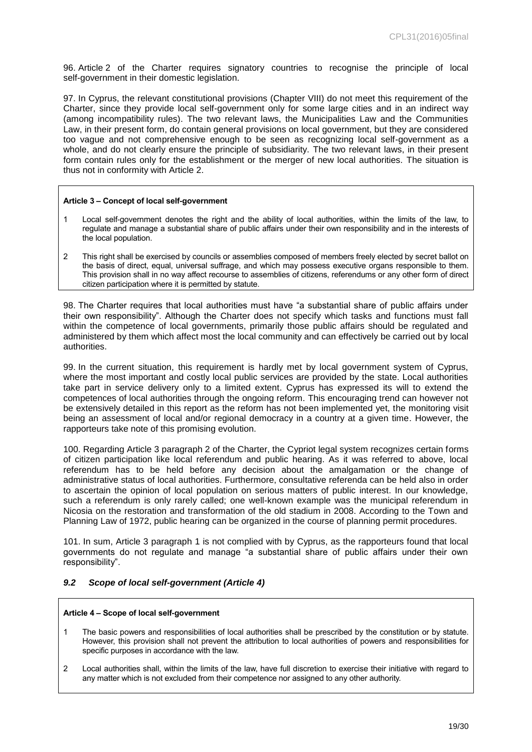96. Article 2 of the Charter requires signatory countries to recognise the principle of local self-government in their domestic legislation.

97. In Cyprus, the relevant constitutional provisions (Chapter VIII) do not meet this requirement of the Charter, since they provide local self-government only for some large cities and in an indirect way (among incompatibility rules). The two relevant laws, the Municipalities Law and the Communities Law, in their present form, do contain general provisions on local government, but they are considered too vague and not comprehensive enough to be seen as recognizing local self-government as a whole, and do not clearly ensure the principle of subsidiarity. The two relevant laws, in their present form contain rules only for the establishment or the merger of new local authorities. The situation is thus not in conformity with Article 2.

> **Article 3 – Concept of local self-government**
>
> 1 Local self-government denotes the right and the ability of local authorities, within the limits of the law, to regulate and manage a substantial share of public affairs under their own responsibility and in the interests of the local population.
>
> 2 This right shall be exercised by councils or assemblies composed of members freely elected by secret ballot on the basis of direct, equal, universal suffrage, and which may possess executive organs responsible to them. This provision shall in no way affect recourse to assemblies of citizens, referendums or any other form of direct citizen participation where it is permitted by statute.

98. The Charter requires that local authorities must have "a substantial share of public affairs under their own responsibility". Although the Charter does not specify which tasks and functions must fall within the competence of local governments, primarily those public affairs should be regulated and administered by them which affect most the local community and can effectively be carried out by local authorities.

99. In the current situation, this requirement is hardly met by local government system of Cyprus, where the most important and costly local public services are provided by the state. Local authorities take part in service delivery only to a limited extent. Cyprus has expressed its will to extend the competences of local authorities through the ongoing reform. This encouraging trend can however not be extensively detailed in this report as the reform has not been implemented yet, the monitoring visit being an assessment of local and/or regional democracy in a country at a given time. However, the rapporteurs take note of this promising evolution.

100. Regarding Article 3 paragraph 2 of the Charter, the Cypriot legal system recognizes certain forms of citizen participation like local referendum and public hearing. As it was referred to above, local referendum has to be held before any decision about the amalgamation or the change of administrative status of local authorities. Furthermore, consultative referenda can be held also in order to ascertain the opinion of local population on serious matters of public interest. In our knowledge, such a referendum is only rarely called; one well-known example was the municipal referendum in Nicosia on the restoration and transformation of the old stadium in 2008. According to the Town and Planning Law of 1972, public hearing can be organized in the course of planning permit procedures.

101. In sum, Article 3 paragraph 1 is not complied with by Cyprus, as the rapporteurs found that local governments do not regulate and manage "a substantial share of public affairs under their own responsibility".

### *9.2 Scope of local self-government (Article 4)*

> **Article 4 – Scope of local self-government**
>
> 1 The basic powers and responsibilities of local authorities shall be prescribed by the constitution or by statute. However, this provision shall not prevent the attribution to local authorities of powers and responsibilities for specific purposes in accordance with the law.
>
> 2 Local authorities shall, within the limits of the law, have full discretion to exercise their initiative with regard to any matter which is not excluded from their competence nor assigned to any other authority.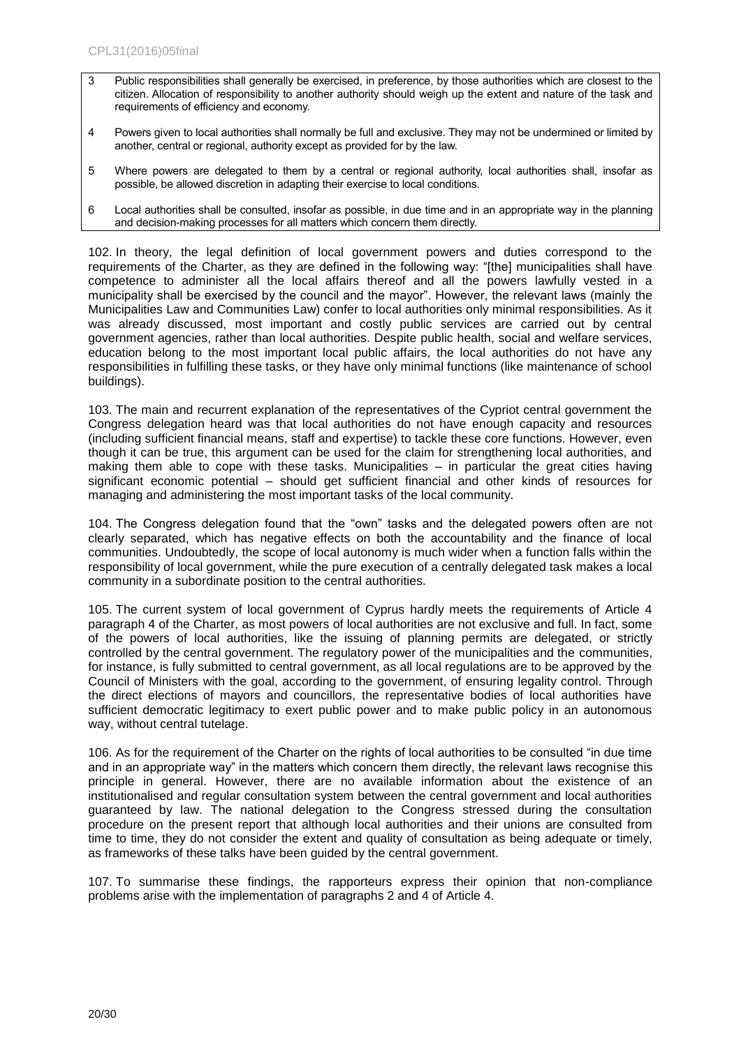| | |
|---|---|
| 3 | Public responsibilities shall generally be exercised, in preference, by those authorities which are closest to the citizen. Allocation of responsibility to another authority should weigh up the extent and nature of the task and requirements of efficiency and economy. |
| 4 | Powers given to local authorities shall normally be full and exclusive. They may not be undermined or limited by another, central or regional, authority except as provided for by the law. |
| 5 | Where powers are delegated to them by a central or regional authority, local authorities shall, insofar as possible, be allowed discretion in adapting their exercise to local conditions. |
| 6 | Local authorities shall be consulted, insofar as possible, in due time and in an appropriate way in the planning and decision-making processes for all matters which concern them directly. |

102. In theory, the legal definition of local government powers and duties correspond to the requirements of the Charter, as they are defined in the following way: "[the] municipalities shall have competence to administer all the local affairs thereof and all the powers lawfully vested in a municipality shall be exercised by the council and the mayor". However, the relevant laws (mainly the Municipalities Law and Communities Law) confer to local authorities only minimal responsibilities. As it was already discussed, most important and costly public services are carried out by central government agencies, rather than local authorities. Despite public health, social and welfare services, education belong to the most important local public affairs, the local authorities do not have any responsibilities in fulfilling these tasks, or they have only minimal functions (like maintenance of school buildings).

103. The main and recurrent explanation of the representatives of the Cypriot central government the Congress delegation heard was that local authorities do not have enough capacity and resources (including sufficient financial means, staff and expertise) to tackle these core functions. However, even though it can be true, this argument can be used for the claim for strengthening local authorities, and making them able to cope with these tasks. Municipalities – in particular the great cities having significant economic potential – should get sufficient financial and other kinds of resources for managing and administering the most important tasks of the local community.

104. The Congress delegation found that the "own" tasks and the delegated powers often are not clearly separated, which has negative effects on both the accountability and the finance of local communities. Undoubtedly, the scope of local autonomy is much wider when a function falls within the responsibility of local government, while the pure execution of a centrally delegated task makes a local community in a subordinate position to the central authorities.

105. The current system of local government of Cyprus hardly meets the requirements of Article 4 paragraph 4 of the Charter, as most powers of local authorities are not exclusive and full. In fact, some of the powers of local authorities, like the issuing of planning permits are delegated, or strictly controlled by the central government. The regulatory power of the municipalities and the communities, for instance, is fully submitted to central government, as all local regulations are to be approved by the Council of Ministers with the goal, according to the government, of ensuring legality control. Through the direct elections of mayors and councillors, the representative bodies of local authorities have sufficient democratic legitimacy to exert public power and to make public policy in an autonomous way, without central tutelage.

106. As for the requirement of the Charter on the rights of local authorities to be consulted "in due time and in an appropriate way" in the matters which concern them directly, the relevant laws recognise this principle in general. However, there are no available information about the existence of an institutionalised and regular consultation system between the central government and local authorities guaranteed by law. The national delegation to the Congress stressed during the consultation procedure on the present report that although local authorities and their unions are consulted from time to time, they do not consider the extent and quality of consultation as being adequate or timely, as frameworks of these talks have been guided by the central government.

107. To summarise these findings, the rapporteurs express their opinion that non-compliance problems arise with the implementation of paragraphs 2 and 4 of Article 4.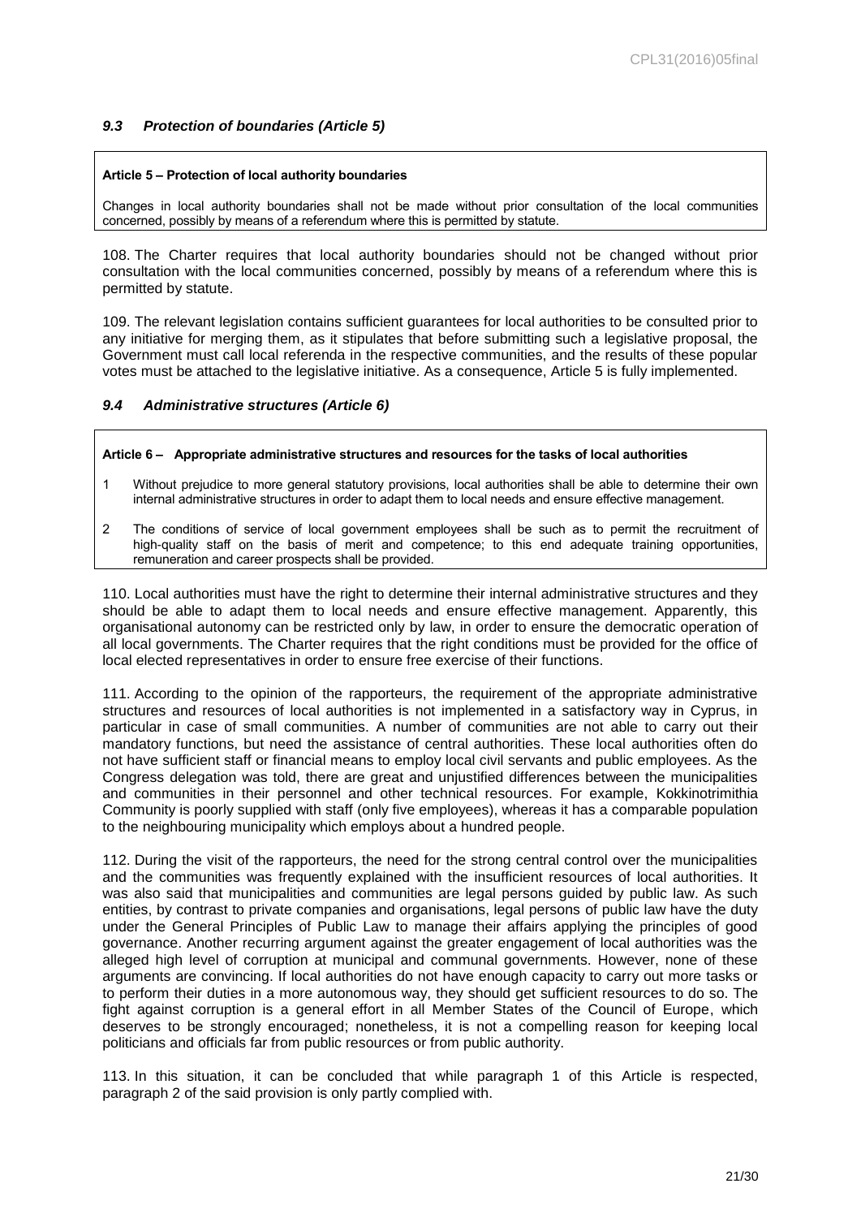### *9.3 Protection of boundaries (Article 5)*

**Article 5 – Protection of local authority boundaries**

Changes in local authority boundaries shall not be made without prior consultation of the local communities concerned, possibly by means of a referendum where this is permitted by statute.

108. The Charter requires that local authority boundaries should not be changed without prior consultation with the local communities concerned, possibly by means of a referendum where this is permitted by statute.

109. The relevant legislation contains sufficient guarantees for local authorities to be consulted prior to any initiative for merging them, as it stipulates that before submitting such a legislative proposal, the Government must call local referenda in the respective communities, and the results of these popular votes must be attached to the legislative initiative. As a consequence, Article 5 is fully implemented.

### *9.4 Administrative structures (Article 6)*

**Article 6 – Appropriate administrative structures and resources for the tasks of local authorities**

1. Without prejudice to more general statutory provisions, local authorities shall be able to determine their own internal administrative structures in order to adapt them to local needs and ensure effective management.
2. The conditions of service of local government employees shall be such as to permit the recruitment of high-quality staff on the basis of merit and competence; to this end adequate training opportunities, remuneration and career prospects shall be provided.

110. Local authorities must have the right to determine their internal administrative structures and they should be able to adapt them to local needs and ensure effective management. Apparently, this organisational autonomy can be restricted only by law, in order to ensure the democratic operation of all local governments. The Charter requires that the right conditions must be provided for the office of local elected representatives in order to ensure free exercise of their functions.

111. According to the opinion of the rapporteurs, the requirement of the appropriate administrative structures and resources of local authorities is not implemented in a satisfactory way in Cyprus, in particular in case of small communities. A number of communities are not able to carry out their mandatory functions, but need the assistance of central authorities. These local authorities often do not have sufficient staff or financial means to employ local civil servants and public employees. As the Congress delegation was told, there are great and unjustified differences between the municipalities and communities in their personnel and other technical resources. For example, Kokkinotrimithia Community is poorly supplied with staff (only five employees), whereas it has a comparable population to the neighbouring municipality which employs about a hundred people.

112. During the visit of the rapporteurs, the need for the strong central control over the municipalities and the communities was frequently explained with the insufficient resources of local authorities. It was also said that municipalities and communities are legal persons guided by public law. As such entities, by contrast to private companies and organisations, legal persons of public law have the duty under the General Principles of Public Law to manage their affairs applying the principles of good governance. Another recurring argument against the greater engagement of local authorities was the alleged high level of corruption at municipal and communal governments. However, none of these arguments are convincing. If local authorities do not have enough capacity to carry out more tasks or to perform their duties in a more autonomous way, they should get sufficient resources to do so. The fight against corruption is a general effort in all Member States of the Council of Europe, which deserves to be strongly encouraged; nonetheless, it is not a compelling reason for keeping local politicians and officials far from public resources or from public authority.

113. In this situation, it can be concluded that while paragraph 1 of this Article is respected, paragraph 2 of the said provision is only partly complied with.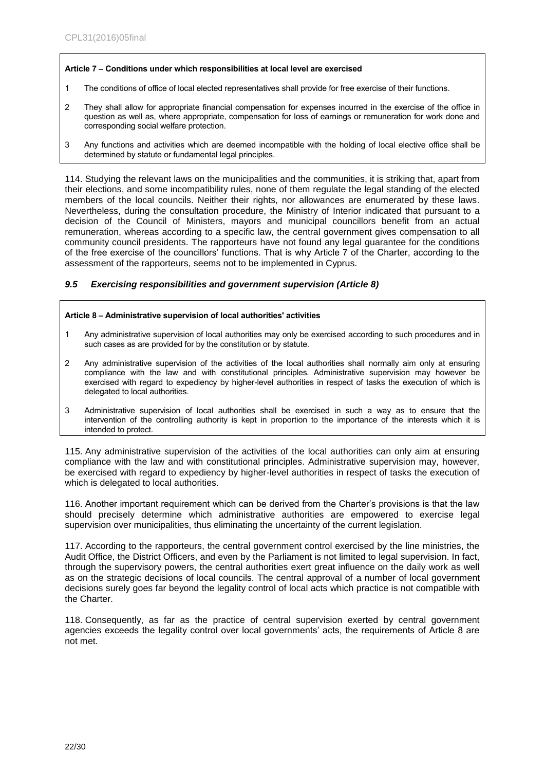**Article 7 – Conditions under which responsibilities at local level are exercised**

1 The conditions of office of local elected representatives shall provide for free exercise of their functions.

2 They shall allow for appropriate financial compensation for expenses incurred in the exercise of the office in question as well as, where appropriate, compensation for loss of earnings or remuneration for work done and corresponding social welfare protection.

3 Any functions and activities which are deemed incompatible with the holding of local elective office shall be determined by statute or fundamental legal principles.

114. Studying the relevant laws on the municipalities and the communities, it is striking that, apart from their elections, and some incompatibility rules, none of them regulate the legal standing of the elected members of the local councils. Neither their rights, nor allowances are enumerated by these laws. Nevertheless, during the consultation procedure, the Ministry of Interior indicated that pursuant to a decision of the Council of Ministers, mayors and municipal councillors benefit from an actual remuneration, whereas according to a specific law, the central government gives compensation to all community council presidents. The rapporteurs have not found any legal guarantee for the conditions of the free exercise of the councillors' functions. That is why Article 7 of the Charter, according to the assessment of the rapporteurs, seems not to be implemented in Cyprus.

### *9.5 Exercising responsibilities and government supervision (Article 8)*

**Article 8 – Administrative supervision of local authorities' activities**

1 Any administrative supervision of local authorities may only be exercised according to such procedures and in such cases as are provided for by the constitution or by statute.

2 Any administrative supervision of the activities of the local authorities shall normally aim only at ensuring compliance with the law and with constitutional principles. Administrative supervision may however be exercised with regard to expediency by higher-level authorities in respect of tasks the execution of which is delegated to local authorities.

3 Administrative supervision of local authorities shall be exercised in such a way as to ensure that the intervention of the controlling authority is kept in proportion to the importance of the interests which it is intended to protect.

115. Any administrative supervision of the activities of the local authorities can only aim at ensuring compliance with the law and with constitutional principles. Administrative supervision may, however, be exercised with regard to expediency by higher-level authorities in respect of tasks the execution of which is delegated to local authorities.

116. Another important requirement which can be derived from the Charter's provisions is that the law should precisely determine which administrative authorities are empowered to exercise legal supervision over municipalities, thus eliminating the uncertainty of the current legislation.

117. According to the rapporteurs, the central government control exercised by the line ministries, the Audit Office, the District Officers, and even by the Parliament is not limited to legal supervision. In fact, through the supervisory powers, the central authorities exert great influence on the daily work as well as on the strategic decisions of local councils. The central approval of a number of local government decisions surely goes far beyond the legality control of local acts which practice is not compatible with the Charter.

118. Consequently, as far as the practice of central supervision exerted by central government agencies exceeds the legality control over local governments' acts, the requirements of Article 8 are not met.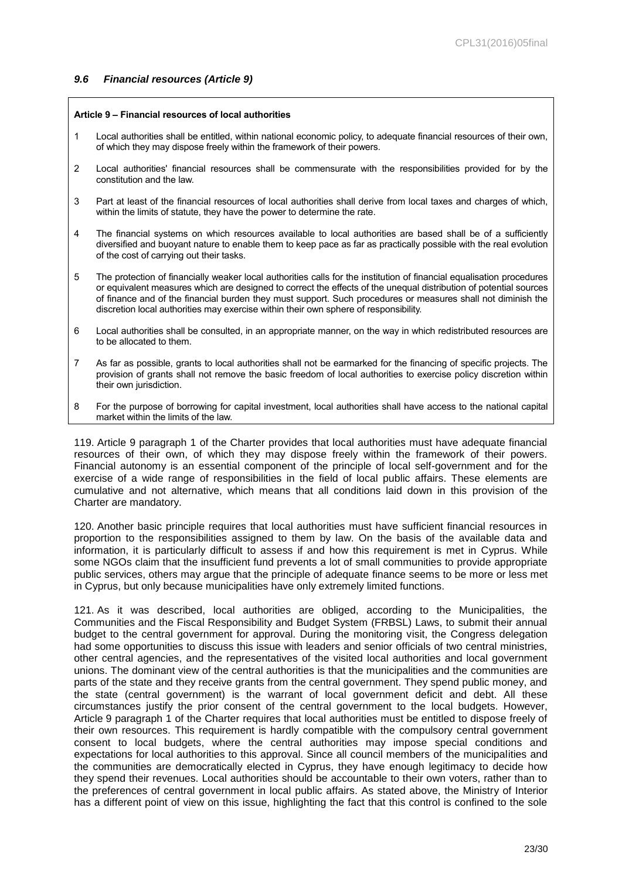### *9.6 Financial resources (Article 9)*

**Article 9 – Financial resources of local authorities**

1. Local authorities shall be entitled, within national economic policy, to adequate financial resources of their own, of which they may dispose freely within the framework of their powers.
2. Local authorities' financial resources shall be commensurate with the responsibilities provided for by the constitution and the law.
3. Part at least of the financial resources of local authorities shall derive from local taxes and charges of which, within the limits of statute, they have the power to determine the rate.
4. The financial systems on which resources available to local authorities are based shall be of a sufficiently diversified and buoyant nature to enable them to keep pace as far as practically possible with the real evolution of the cost of carrying out their tasks.
5. The protection of financially weaker local authorities calls for the institution of financial equalisation procedures or equivalent measures which are designed to correct the effects of the unequal distribution of potential sources of finance and of the financial burden they must support. Such procedures or measures shall not diminish the discretion local authorities may exercise within their own sphere of responsibility.
6. Local authorities shall be consulted, in an appropriate manner, on the way in which redistributed resources are to be allocated to them.
7. As far as possible, grants to local authorities shall not be earmarked for the financing of specific projects. The provision of grants shall not remove the basic freedom of local authorities to exercise policy discretion within their own jurisdiction.
8. For the purpose of borrowing for capital investment, local authorities shall have access to the national capital market within the limits of the law.

119. Article 9 paragraph 1 of the Charter provides that local authorities must have adequate financial resources of their own, of which they may dispose freely within the framework of their powers. Financial autonomy is an essential component of the principle of local self-government and for the exercise of a wide range of responsibilities in the field of local public affairs. These elements are cumulative and not alternative, which means that all conditions laid down in this provision of the Charter are mandatory.

120. Another basic principle requires that local authorities must have sufficient financial resources in proportion to the responsibilities assigned to them by law. On the basis of the available data and information, it is particularly difficult to assess if and how this requirement is met in Cyprus. While some NGOs claim that the insufficient fund prevents a lot of small communities to provide appropriate public services, others may argue that the principle of adequate finance seems to be more or less met in Cyprus, but only because municipalities have only extremely limited functions.

121. As it was described, local authorities are obliged, according to the Municipalities, the Communities and the Fiscal Responsibility and Budget System (FRBSL) Laws, to submit their annual budget to the central government for approval. During the monitoring visit, the Congress delegation had some opportunities to discuss this issue with leaders and senior officials of two central ministries, other central agencies, and the representatives of the visited local authorities and local government unions. The dominant view of the central authorities is that the municipalities and the communities are parts of the state and they receive grants from the central government. They spend public money, and the state (central government) is the warrant of local government deficit and debt. All these circumstances justify the prior consent of the central government to the local budgets. However, Article 9 paragraph 1 of the Charter requires that local authorities must be entitled to dispose freely of their own resources. This requirement is hardly compatible with the compulsory central government consent to local budgets, where the central authorities may impose special conditions and expectations for local authorities to this approval. Since all council members of the municipalities and the communities are democratically elected in Cyprus, they have enough legitimacy to decide how they spend their revenues. Local authorities should be accountable to their own voters, rather than to the preferences of central government in local public affairs. As stated above, the Ministry of Interior has a different point of view on this issue, highlighting the fact that this control is confined to the sole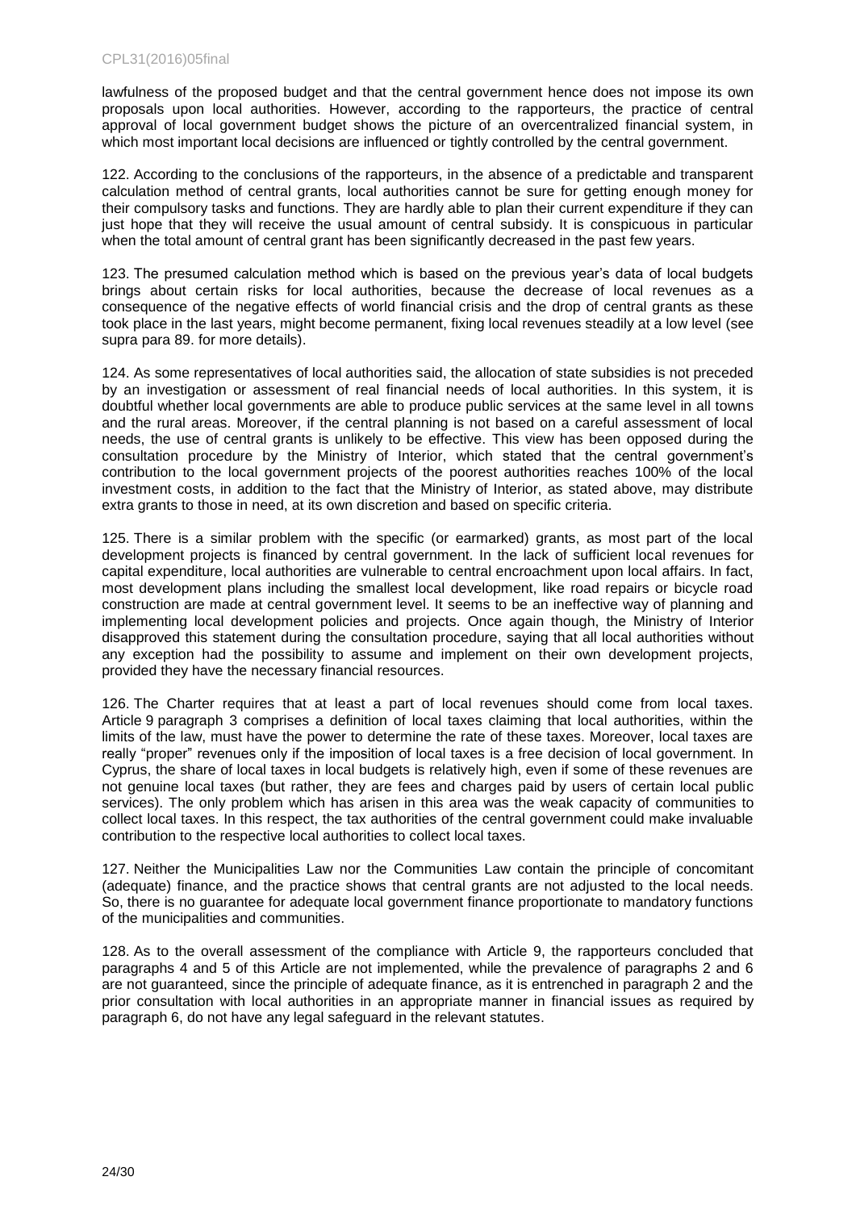lawfulness of the proposed budget and that the central government hence does not impose its own proposals upon local authorities. However, according to the rapporteurs, the practice of central approval of local government budget shows the picture of an overcentralized financial system, in which most important local decisions are influenced or tightly controlled by the central government.

122. According to the conclusions of the rapporteurs, in the absence of a predictable and transparent calculation method of central grants, local authorities cannot be sure for getting enough money for their compulsory tasks and functions. They are hardly able to plan their current expenditure if they can just hope that they will receive the usual amount of central subsidy. It is conspicuous in particular when the total amount of central grant has been significantly decreased in the past few years.

123. The presumed calculation method which is based on the previous year's data of local budgets brings about certain risks for local authorities, because the decrease of local revenues as a consequence of the negative effects of world financial crisis and the drop of central grants as these took place in the last years, might become permanent, fixing local revenues steadily at a low level (see supra para 89. for more details).

124. As some representatives of local authorities said, the allocation of state subsidies is not preceded by an investigation or assessment of real financial needs of local authorities. In this system, it is doubtful whether local governments are able to produce public services at the same level in all towns and the rural areas. Moreover, if the central planning is not based on a careful assessment of local needs, the use of central grants is unlikely to be effective. This view has been opposed during the consultation procedure by the Ministry of Interior, which stated that the central government's contribution to the local government projects of the poorest authorities reaches 100% of the local investment costs, in addition to the fact that the Ministry of Interior, as stated above, may distribute extra grants to those in need, at its own discretion and based on specific criteria.

125. There is a similar problem with the specific (or earmarked) grants, as most part of the local development projects is financed by central government. In the lack of sufficient local revenues for capital expenditure, local authorities are vulnerable to central encroachment upon local affairs. In fact, most development plans including the smallest local development, like road repairs or bicycle road construction are made at central government level. It seems to be an ineffective way of planning and implementing local development policies and projects. Once again though, the Ministry of Interior disapproved this statement during the consultation procedure, saying that all local authorities without any exception had the possibility to assume and implement on their own development projects, provided they have the necessary financial resources.

126. The Charter requires that at least a part of local revenues should come from local taxes. Article 9 paragraph 3 comprises a definition of local taxes claiming that local authorities, within the limits of the law, must have the power to determine the rate of these taxes. Moreover, local taxes are really "proper" revenues only if the imposition of local taxes is a free decision of local government. In Cyprus, the share of local taxes in local budgets is relatively high, even if some of these revenues are not genuine local taxes (but rather, they are fees and charges paid by users of certain local public services). The only problem which has arisen in this area was the weak capacity of communities to collect local taxes. In this respect, the tax authorities of the central government could make invaluable contribution to the respective local authorities to collect local taxes.

127. Neither the Municipalities Law nor the Communities Law contain the principle of concomitant (adequate) finance, and the practice shows that central grants are not adjusted to the local needs. So, there is no guarantee for adequate local government finance proportionate to mandatory functions of the municipalities and communities.

128. As to the overall assessment of the compliance with Article 9, the rapporteurs concluded that paragraphs 4 and 5 of this Article are not implemented, while the prevalence of paragraphs 2 and 6 are not guaranteed, since the principle of adequate finance, as it is entrenched in paragraph 2 and the prior consultation with local authorities in an appropriate manner in financial issues as required by paragraph 6, do not have any legal safeguard in the relevant statutes.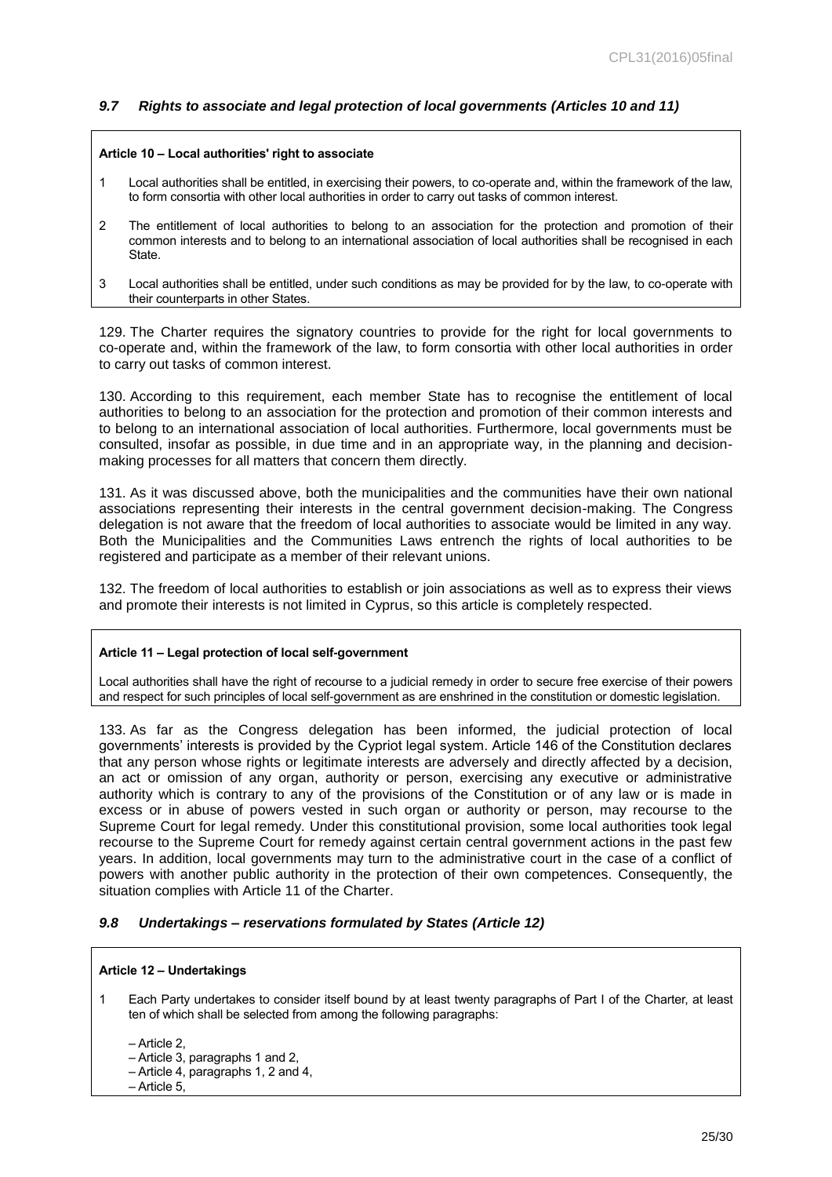### *9.7 Rights to associate and legal protection of local governments (Articles 10 and 11)*

**Article 10 – Local authorities' right to associate**

1. Local authorities shall be entitled, in exercising their powers, to co-operate and, within the framework of the law, to form consortia with other local authorities in order to carry out tasks of common interest.
2. The entitlement of local authorities to belong to an association for the protection and promotion of their common interests and to belong to an international association of local authorities shall be recognised in each State.
3. Local authorities shall be entitled, under such conditions as may be provided for by the law, to co-operate with their counterparts in other States.

129. The Charter requires the signatory countries to provide for the right for local governments to co-operate and, within the framework of the law, to form consortia with other local authorities in order to carry out tasks of common interest.

130. According to this requirement, each member State has to recognise the entitlement of local authorities to belong to an association for the protection and promotion of their common interests and to belong to an international association of local authorities. Furthermore, local governments must be consulted, insofar as possible, in due time and in an appropriate way, in the planning and decision-making processes for all matters that concern them directly.

131. As it was discussed above, both the municipalities and the communities have their own national associations representing their interests in the central government decision-making. The Congress delegation is not aware that the freedom of local authorities to associate would be limited in any way. Both the Municipalities and the Communities Laws entrench the rights of local authorities to be registered and participate as a member of their relevant unions.

132. The freedom of local authorities to establish or join associations as well as to express their views and promote their interests is not limited in Cyprus, so this article is completely respected.

**Article 11 – Legal protection of local self-government**

Local authorities shall have the right of recourse to a judicial remedy in order to secure free exercise of their powers and respect for such principles of local self-government as are enshrined in the constitution or domestic legislation.

133. As far as the Congress delegation has been informed, the judicial protection of local governments' interests is provided by the Cypriot legal system. Article 146 of the Constitution declares that any person whose rights or legitimate interests are adversely and directly affected by a decision, an act or omission of any organ, authority or person, exercising any executive or administrative authority which is contrary to any of the provisions of the Constitution or of any law or is made in excess or in abuse of powers vested in such organ or authority or person, may recourse to the Supreme Court for legal remedy. Under this constitutional provision, some local authorities took legal recourse to the Supreme Court for remedy against certain central government actions in the past few years. In addition, local governments may turn to the administrative court in the case of a conflict of powers with another public authority in the protection of their own competences. Consequently, the situation complies with Article 11 of the Charter.

### *9.8 Undertakings – reservations formulated by States (Article 12)*

**Article 12 – Undertakings**

1. Each Party undertakes to consider itself bound by at least twenty paragraphs of Part I of the Charter, at least ten of which shall be selected from among the following paragraphs:

   – Article 2,
   – Article 3, paragraphs 1 and 2,
   – Article 4, paragraphs 1, 2 and 4,
   – Article 5,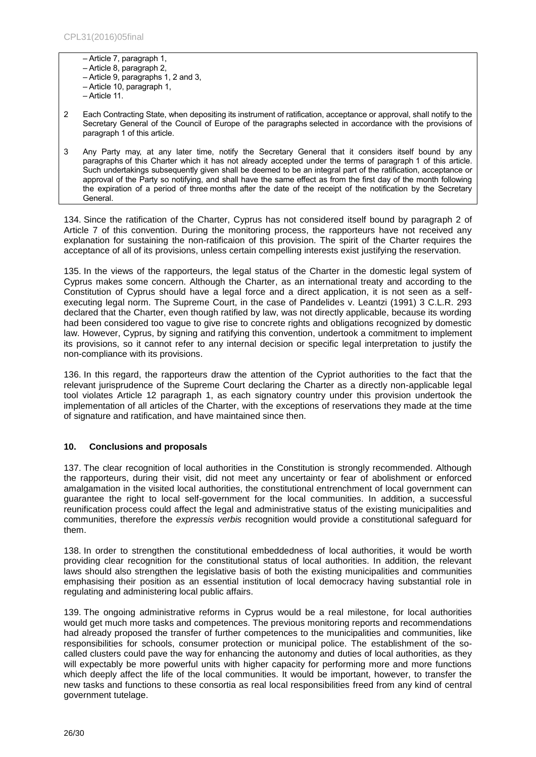– Article 7, paragraph 1,
– Article 8, paragraph 2,
– Article 9, paragraphs 1, 2 and 3,
– Article 10, paragraph 1,
– Article 11.

2 Each Contracting State, when depositing its instrument of ratification, acceptance or approval, shall notify to the Secretary General of the Council of Europe of the paragraphs selected in accordance with the provisions of paragraph 1 of this article.

3 Any Party may, at any later time, notify the Secretary General that it considers itself bound by any paragraphs of this Charter which it has not already accepted under the terms of paragraph 1 of this article. Such undertakings subsequently given shall be deemed to be an integral part of the ratification, acceptance or approval of the Party so notifying, and shall have the same effect as from the first day of the month following the expiration of a period of three months after the date of the receipt of the notification by the Secretary General.

134. Since the ratification of the Charter, Cyprus has not considered itself bound by paragraph 2 of Article 7 of this convention. During the monitoring process, the rapporteurs have not received any explanation for sustaining the non-ratificaion of this provision. The spirit of the Charter requires the acceptance of all of its provisions, unless certain compelling interests exist justifying the reservation.

135. In the views of the rapporteurs, the legal status of the Charter in the domestic legal system of Cyprus makes some concern. Although the Charter, as an international treaty and according to the Constitution of Cyprus should have a legal force and a direct application, it is not seen as a self-executing legal norm. The Supreme Court, in the case of Pandelides v. Leantzi (1991) 3 C.L.R. 293 declared that the Charter, even though ratified by law, was not directly applicable, because its wording had been considered too vague to give rise to concrete rights and obligations recognized by domestic law. However, Cyprus, by signing and ratifying this convention, undertook a commitment to implement its provisions, so it cannot refer to any internal decision or specific legal interpretation to justify the non-compliance with its provisions.

136. In this regard, the rapporteurs draw the attention of the Cypriot authorities to the fact that the relevant jurisprudence of the Supreme Court declaring the Charter as a directly non-applicable legal tool violates Article 12 paragraph 1, as each signatory country under this provision undertook the implementation of all articles of the Charter, with the exceptions of reservations they made at the time of signature and ratification, and have maintained since then.

## 10. Conclusions and proposals

137. The clear recognition of local authorities in the Constitution is strongly recommended. Although the rapporteurs, during their visit, did not meet any uncertainty or fear of abolishment or enforced amalgamation in the visited local authorities, the constitutional entrenchment of local government can guarantee the right to local self-government for the local communities. In addition, a successful reunification process could affect the legal and administrative status of the existing municipalities and communities, therefore the *expressis verbis* recognition would provide a constitutional safeguard for them.

138. In order to strengthen the constitutional embeddedness of local authorities, it would be worth providing clear recognition for the constitutional status of local authorities. In addition, the relevant laws should also strengthen the legislative basis of both the existing municipalities and communities emphasising their position as an essential institution of local democracy having substantial role in regulating and administering local public affairs.

139. The ongoing administrative reforms in Cyprus would be a real milestone, for local authorities would get much more tasks and competences. The previous monitoring reports and recommendations had already proposed the transfer of further competences to the municipalities and communities, like responsibilities for schools, consumer protection or municipal police. The establishment of the so-called clusters could pave the way for enhancing the autonomy and duties of local authorities, as they will expectably be more powerful units with higher capacity for performing more and more functions which deeply affect the life of the local communities. It would be important, however, to transfer the new tasks and functions to these consortia as real local responsibilities freed from any kind of central government tutelage.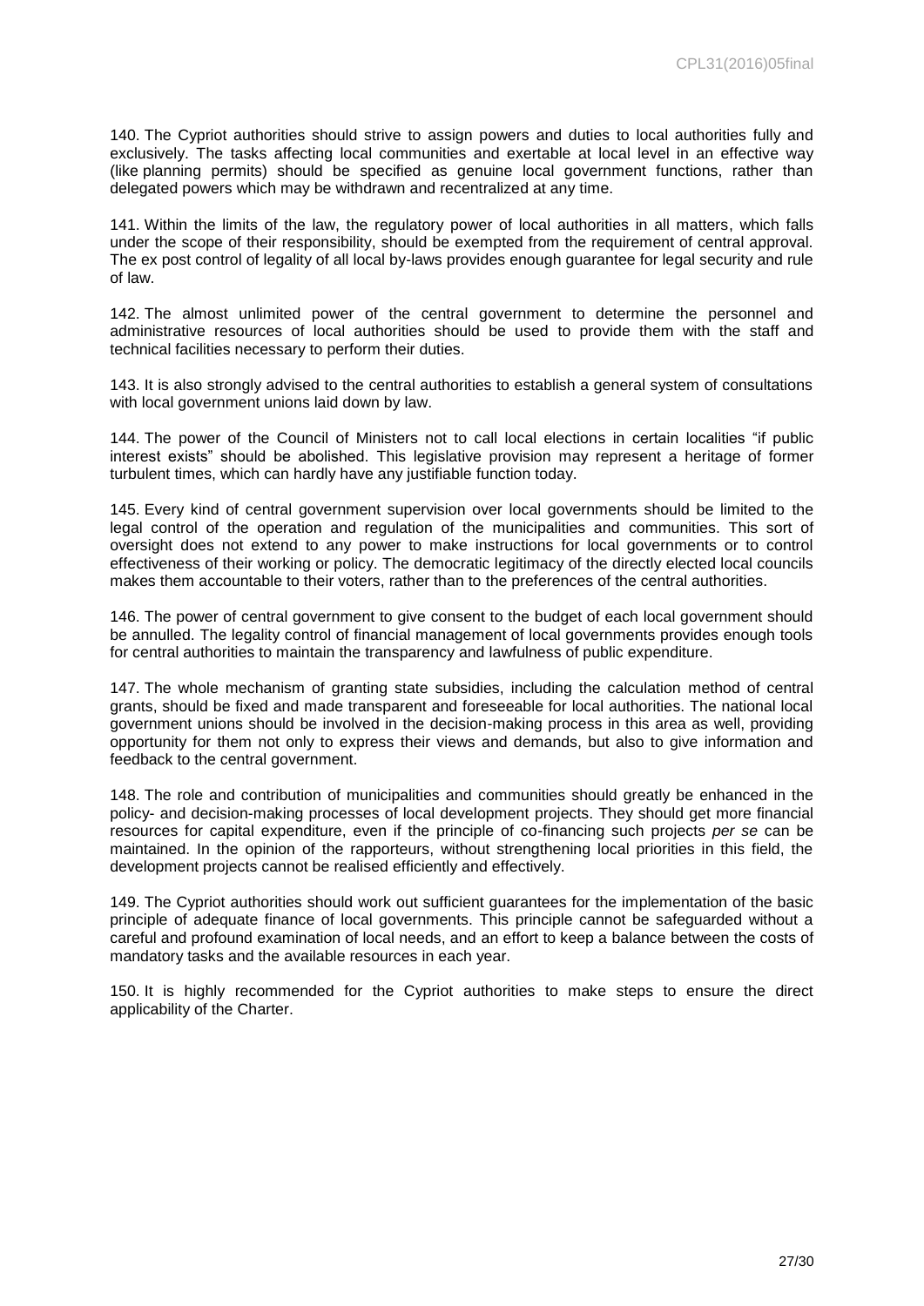140. The Cypriot authorities should strive to assign powers and duties to local authorities fully and exclusively. The tasks affecting local communities and exertable at local level in an effective way (like planning permits) should be specified as genuine local government functions, rather than delegated powers which may be withdrawn and recentralized at any time.

141. Within the limits of the law, the regulatory power of local authorities in all matters, which falls under the scope of their responsibility, should be exempted from the requirement of central approval. The ex post control of legality of all local by-laws provides enough guarantee for legal security and rule of law.

142. The almost unlimited power of the central government to determine the personnel and administrative resources of local authorities should be used to provide them with the staff and technical facilities necessary to perform their duties.

143. It is also strongly advised to the central authorities to establish a general system of consultations with local government unions laid down by law.

144. The power of the Council of Ministers not to call local elections in certain localities "if public interest exists" should be abolished. This legislative provision may represent a heritage of former turbulent times, which can hardly have any justifiable function today.

145. Every kind of central government supervision over local governments should be limited to the legal control of the operation and regulation of the municipalities and communities. This sort of oversight does not extend to any power to make instructions for local governments or to control effectiveness of their working or policy. The democratic legitimacy of the directly elected local councils makes them accountable to their voters, rather than to the preferences of the central authorities.

146. The power of central government to give consent to the budget of each local government should be annulled. The legality control of financial management of local governments provides enough tools for central authorities to maintain the transparency and lawfulness of public expenditure.

147. The whole mechanism of granting state subsidies, including the calculation method of central grants, should be fixed and made transparent and foreseeable for local authorities. The national local government unions should be involved in the decision-making process in this area as well, providing opportunity for them not only to express their views and demands, but also to give information and feedback to the central government.

148. The role and contribution of municipalities and communities should greatly be enhanced in the policy- and decision-making processes of local development projects. They should get more financial resources for capital expenditure, even if the principle of co-financing such projects *per se* can be maintained. In the opinion of the rapporteurs, without strengthening local priorities in this field, the development projects cannot be realised efficiently and effectively.

149. The Cypriot authorities should work out sufficient guarantees for the implementation of the basic principle of adequate finance of local governments. This principle cannot be safeguarded without a careful and profound examination of local needs, and an effort to keep a balance between the costs of mandatory tasks and the available resources in each year.

150. It is highly recommended for the Cypriot authorities to make steps to ensure the direct applicability of the Charter.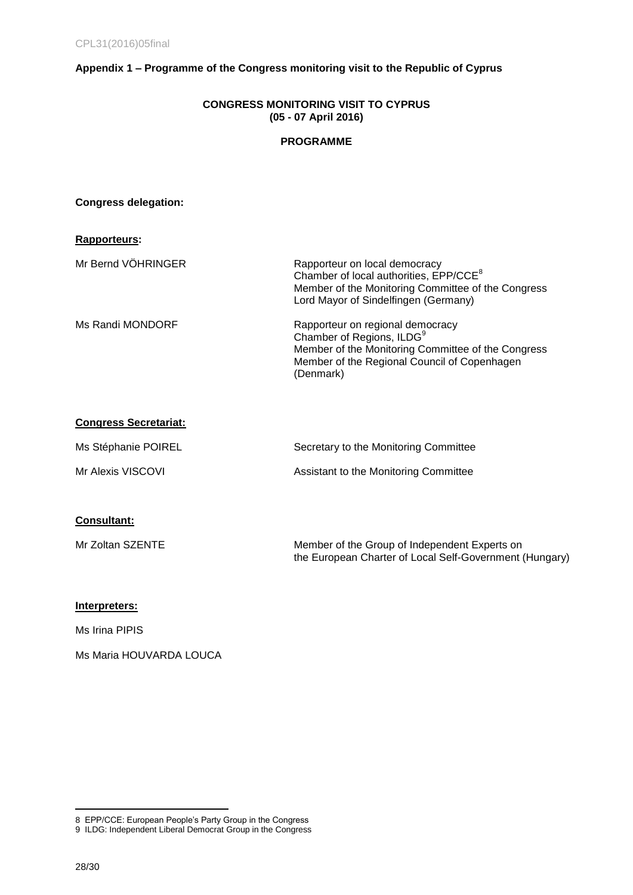## Appendix 1 – Programme of the Congress monitoring visit to the Republic of Cyprus

**CONGRESS MONITORING VISIT TO CYPRUS**
**(05 - 07 April 2016)**

**PROGRAMME**

**Congress delegation:**

**Rapporteurs:**

| | |
|---|---|
| Mr Bernd VÖHRINGER | Rapporteur on local democracy<br>Chamber of local authorities, EPP/CCE[8]<br>Member of the Monitoring Committee of the Congress<br>Lord Mayor of Sindelfingen (Germany) |
| Ms Randi MONDORF | Rapporteur on regional democracy<br>Chamber of Regions, ILDG[9]<br>Member of the Monitoring Committee of the Congress<br>Member of the Regional Council of Copenhagen (Denmark) |

**Congress Secretariat:**

| | |
|---|---|
| Ms Stéphanie POIREL | Secretary to the Monitoring Committee |
| Mr Alexis VISCOVI | Assistant to the Monitoring Committee |

**Consultant:**

| | |
|---|---|
| Mr Zoltan SZENTE | Member of the Group of Independent Experts on the European Charter of Local Self-Government (Hungary) |

**Interpreters:**

Ms Irina PIPIS

Ms Maria HOUVARDA LOUCA

---

8 EPP/CCE: European People's Party Group in the Congress
9 ILDG: Independent Liberal Democrat Group in the Congress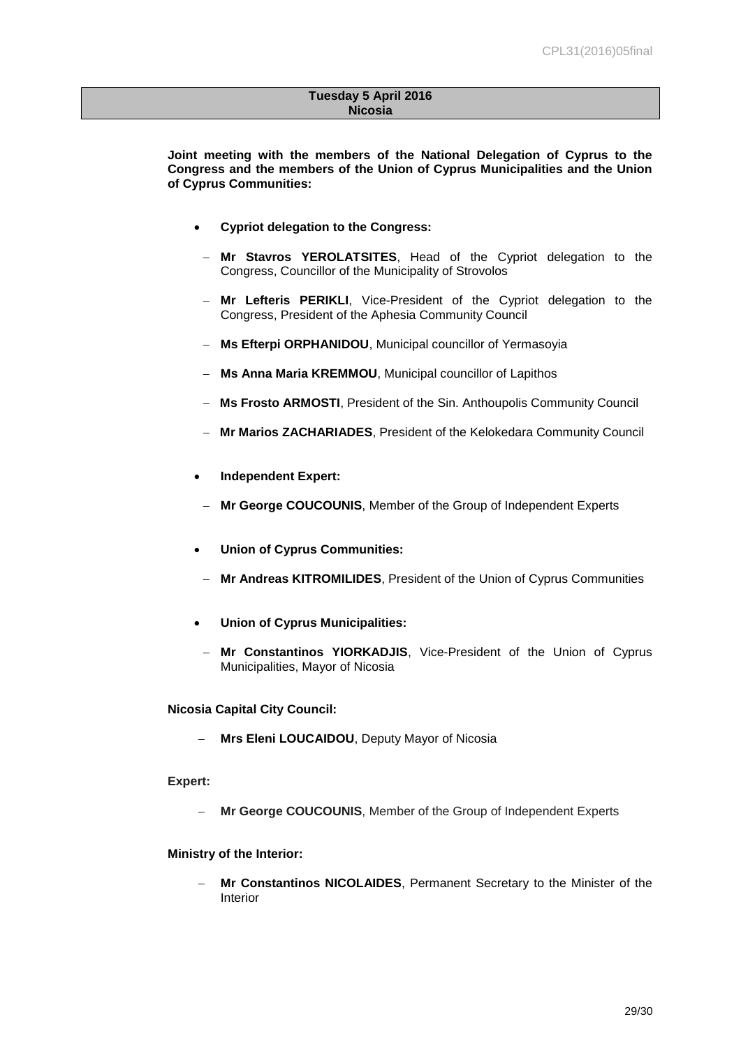**Tuesday 5 April 2016**
**Nicosia**

**Joint meeting with the members of the National Delegation of Cyprus to the Congress and the members of the Union of Cyprus Municipalities and the Union of Cyprus Communities:**

- **Cypriot delegation to the Congress:**
  - **Mr Stavros YEROLATSITES**, Head of the Cypriot delegation to the Congress, Councillor of the Municipality of Strovolos
  - **Mr Lefteris PERIKLI**, Vice-President of the Cypriot delegation to the Congress, President of the Aphesia Community Council
  - **Ms Efterpi ORPHANIDOU**, Municipal councillor of Yermasoyia
  - **Ms Anna Maria KREMMOU**, Municipal councillor of Lapithos
  - **Ms Frosto ARMOSTI**, President of the Sin. Anthoupolis Community Council
  - **Mr Marios ZACHARIADES**, President of the Kelokedara Community Council
- **Independent Expert:**
  - **Mr George COUCOUNIS**, Member of the Group of Independent Experts
- **Union of Cyprus Communities:**
  - **Mr Andreas KITROMILIDES**, President of the Union of Cyprus Communities
- **Union of Cyprus Municipalities:**
  - **Mr Constantinos YIORKADJIS**, Vice-President of the Union of Cyprus Municipalities, Mayor of Nicosia

**Nicosia Capital City Council:**

- **Mrs Eleni LOUCAIDOU**, Deputy Mayor of Nicosia

**Expert:**

- **Mr George COUCOUNIS**, Member of the Group of Independent Experts

**Ministry of the Interior:**

- **Mr Constantinos NICOLAIDES**, Permanent Secretary to the Minister of the Interior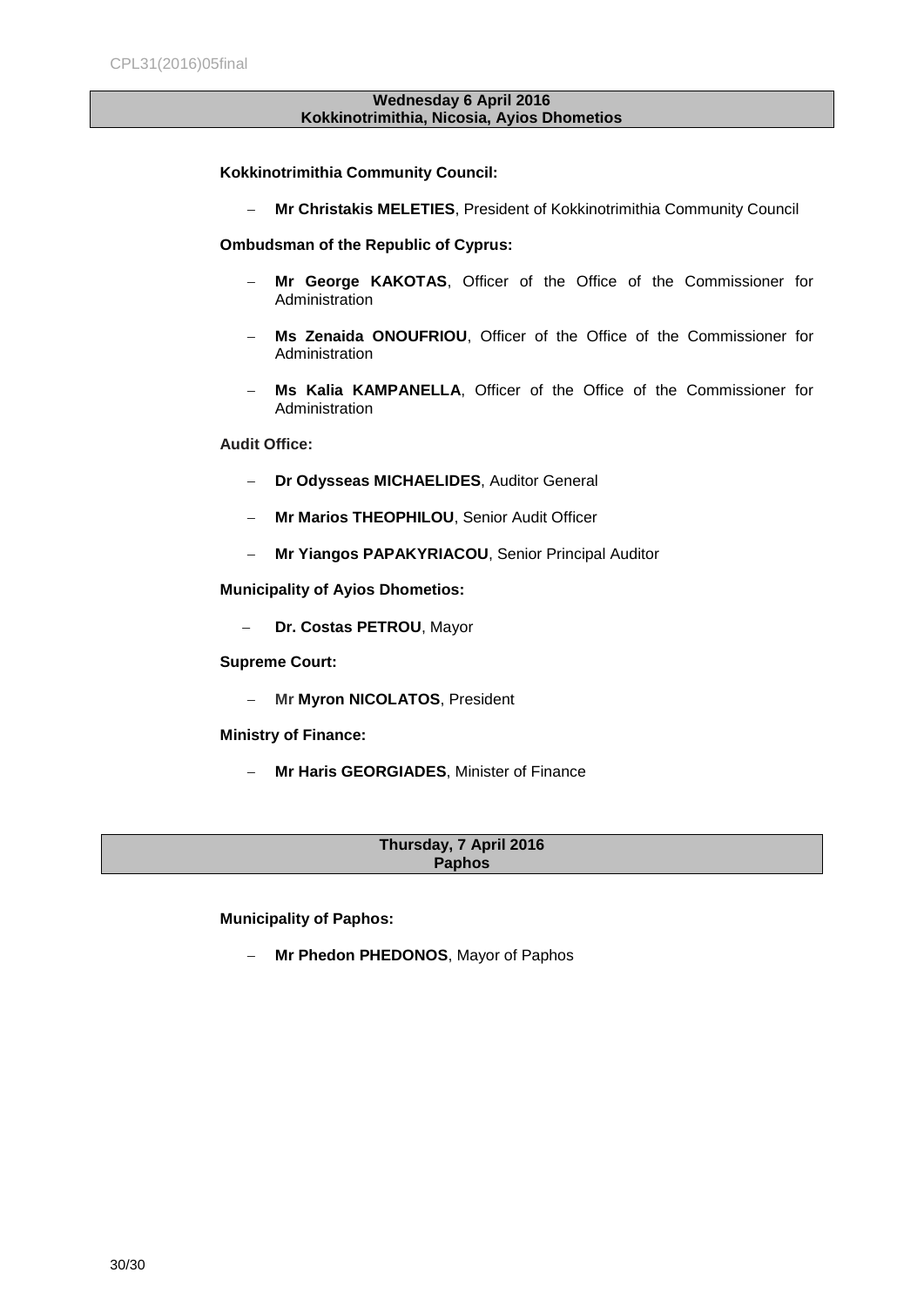**Wednesday 6 April 2016**
**Kokkinotrimithia, Nicosia, Ayios Dhometios**

**Kokkinotrimithia Community Council:**

- **Mr Christakis MELETIES**, President of Kokkinotrimithia Community Council

**Ombudsman of the Republic of Cyprus:**

- **Mr George KAKOTAS**, Officer of the Office of the Commissioner for Administration
- **Ms Zenaida ONOUFRIOU**, Officer of the Office of the Commissioner for Administration
- **Ms Kalia KAMPANELLA**, Officer of the Office of the Commissioner for Administration

**Audit Office:**

- **Dr Odysseas MICHAELIDES**, Auditor General
- **Mr Marios THEOPHILOU**, Senior Audit Officer
- **Mr Yiangos PAPAKYRIACOU**, Senior Principal Auditor

**Municipality of Ayios Dhometios:**

- **Dr. Costas PETROU**, Mayor

**Supreme Court:**

- Mr **Myron NICOLATOS**, President

**Ministry of Finance:**

- **Mr Haris GEORGIADES**, Minister of Finance

**Thursday, 7 April 2016**
**Paphos**

**Municipality of Paphos:**

- **Mr Phedon PHEDONOS**, Mayor of Paphos